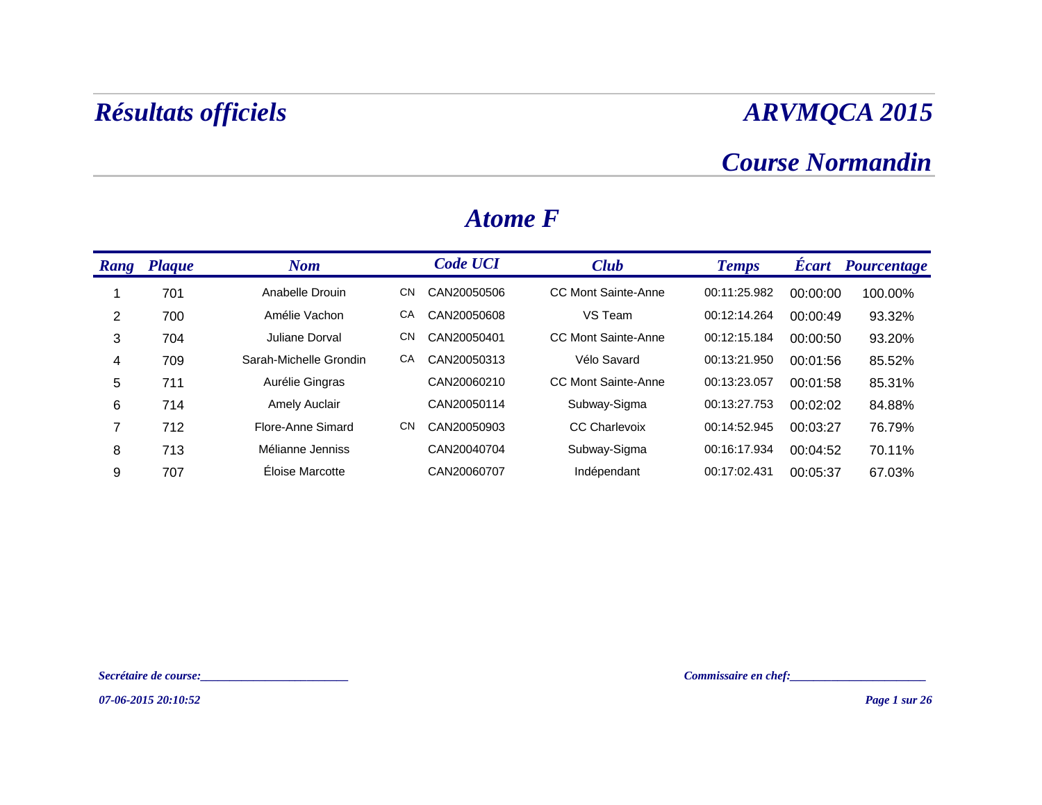# Résultats officiels

# ARVMQCA 2015

## Course Normandin

## Atome F

| Rang | Plaque | Nom | | Code UCI | Club | Temps | Écart | Pourcentage |
|---|---|---|---|---|---|---|---|---|
| 1 | 701 | Anabelle Drouin | CN | CAN20050506 | CC Mont Sainte-Anne | 00:11:25.982 | 00:00:00 | 100.00% |
| 2 | 700 | Amélie Vachon | CA | CAN20050608 | VS Team | 00:12:14.264 | 00:00:49 | 93.32% |
| 3 | 704 | Juliane Dorval | CN | CAN20050401 | CC Mont Sainte-Anne | 00:12:15.184 | 00:00:50 | 93.20% |
| 4 | 709 | Sarah-Michelle Grondin | CA | CAN20050313 | Vélo Savard | 00:13:21.950 | 00:01:56 | 85.52% |
| 5 | 711 | Aurélie Gingras | | CAN20060210 | CC Mont Sainte-Anne | 00:13:23.057 | 00:01:58 | 85.31% |
| 6 | 714 | Amely Auclair | | CAN20050114 | Subway-Sigma | 00:13:27.753 | 00:02:02 | 84.88% |
| 7 | 712 | Flore-Anne Simard | CN | CAN20050903 | CC Charlevoix | 00:14:52.945 | 00:03:27 | 76.79% |
| 8 | 713 | Mélianne Jenniss | | CAN20040704 | Subway-Sigma | 00:16:17.934 | 00:04:52 | 70.11% |
| 9 | 707 | Éloise Marcotte | | CAN20060707 | Indépendant | 00:17:02.431 | 00:05:37 | 67.03% |

*Secrétaire de course:________________________*

*Commissaire en chef:_____________________*

*07-06-2015 20:10:52*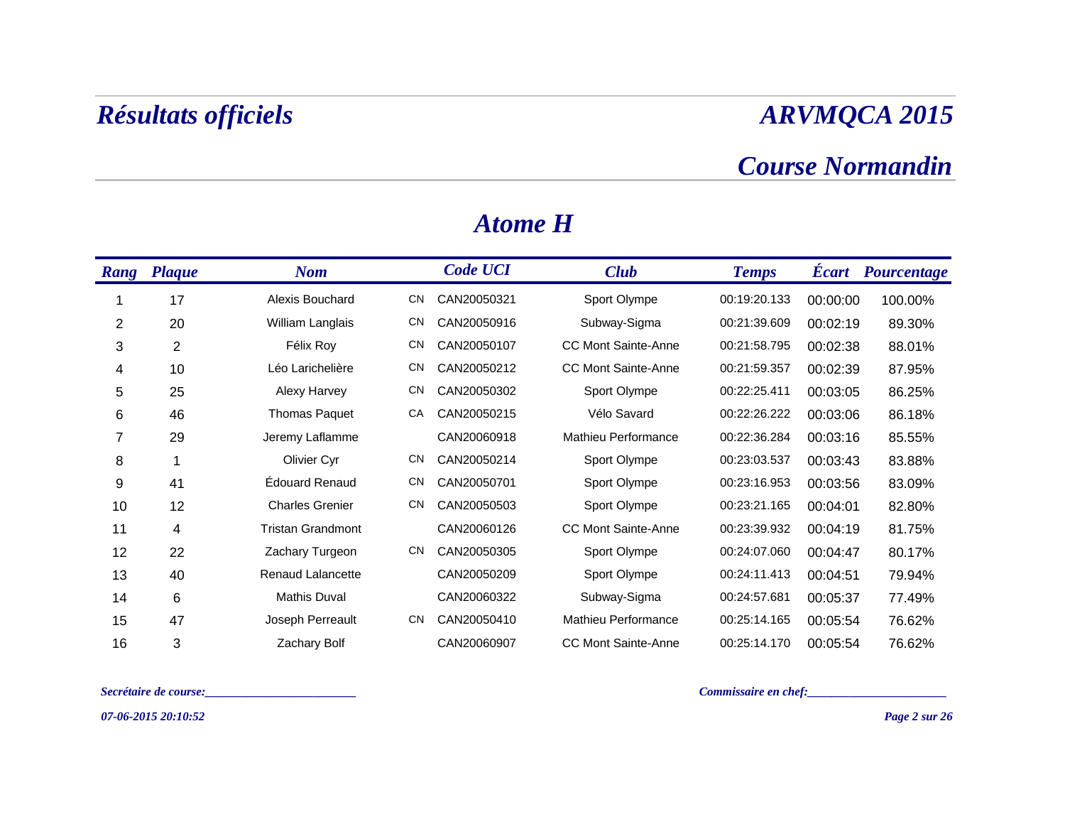# Résultats officiels

# ARVMQCA 2015

## Course Normandin

## Atome H

| Rang | Plaque | Nom | | Code UCI | Club | Temps | Écart | Pourcentage |
|---|---|---|---|---|---|---|---|---|
| 1 | 17 | Alexis Bouchard | CN | CAN20050321 | Sport Olympe | 00:19:20.133 | 00:00:00 | 100.00% |
| 2 | 20 | William Langlais | CN | CAN20050916 | Subway-Sigma | 00:21:39.609 | 00:02:19 | 89.30% |
| 3 | 2 | Félix Roy | CN | CAN20050107 | CC Mont Sainte-Anne | 00:21:58.795 | 00:02:38 | 88.01% |
| 4 | 10 | Léo Larichelière | CN | CAN20050212 | CC Mont Sainte-Anne | 00:21:59.357 | 00:02:39 | 87.95% |
| 5 | 25 | Alexy Harvey | CN | CAN20050302 | Sport Olympe | 00:22:25.411 | 00:03:05 | 86.25% |
| 6 | 46 | Thomas Paquet | CA | CAN20050215 | Vélo Savard | 00:22:26.222 | 00:03:06 | 86.18% |
| 7 | 29 | Jeremy Laflamme | | CAN20060918 | Mathieu Performance | 00:22:36.284 | 00:03:16 | 85.55% |
| 8 | 1 | Olivier Cyr | CN | CAN20050214 | Sport Olympe | 00:23:03.537 | 00:03:43 | 83.88% |
| 9 | 41 | Édouard Renaud | CN | CAN20050701 | Sport Olympe | 00:23:16.953 | 00:03:56 | 83.09% |
| 10 | 12 | Charles Grenier | CN | CAN20050503 | Sport Olympe | 00:23:21.165 | 00:04:01 | 82.80% |
| 11 | 4 | Tristan Grandmont | | CAN20060126 | CC Mont Sainte-Anne | 00:23:39.932 | 00:04:19 | 81.75% |
| 12 | 22 | Zachary Turgeon | CN | CAN20050305 | Sport Olympe | 00:24:07.060 | 00:04:47 | 80.17% |
| 13 | 40 | Renaud Lalancette | | CAN20050209 | Sport Olympe | 00:24:11.413 | 00:04:51 | 79.94% |
| 14 | 6 | Mathis Duval | | CAN20060322 | Subway-Sigma | 00:24:57.681 | 00:05:37 | 77.49% |
| 15 | 47 | Joseph Perreault | CN | CAN20050410 | Mathieu Performance | 00:25:14.165 | 00:05:54 | 76.62% |
| 16 | 3 | Zachary Bolf | | CAN20060907 | CC Mont Sainte-Anne | 00:25:14.170 | 00:05:54 | 76.62% |

*Secrétaire de course:________________________*

*Commissaire en chef:______________________*

*07-06-2015 20:10:52*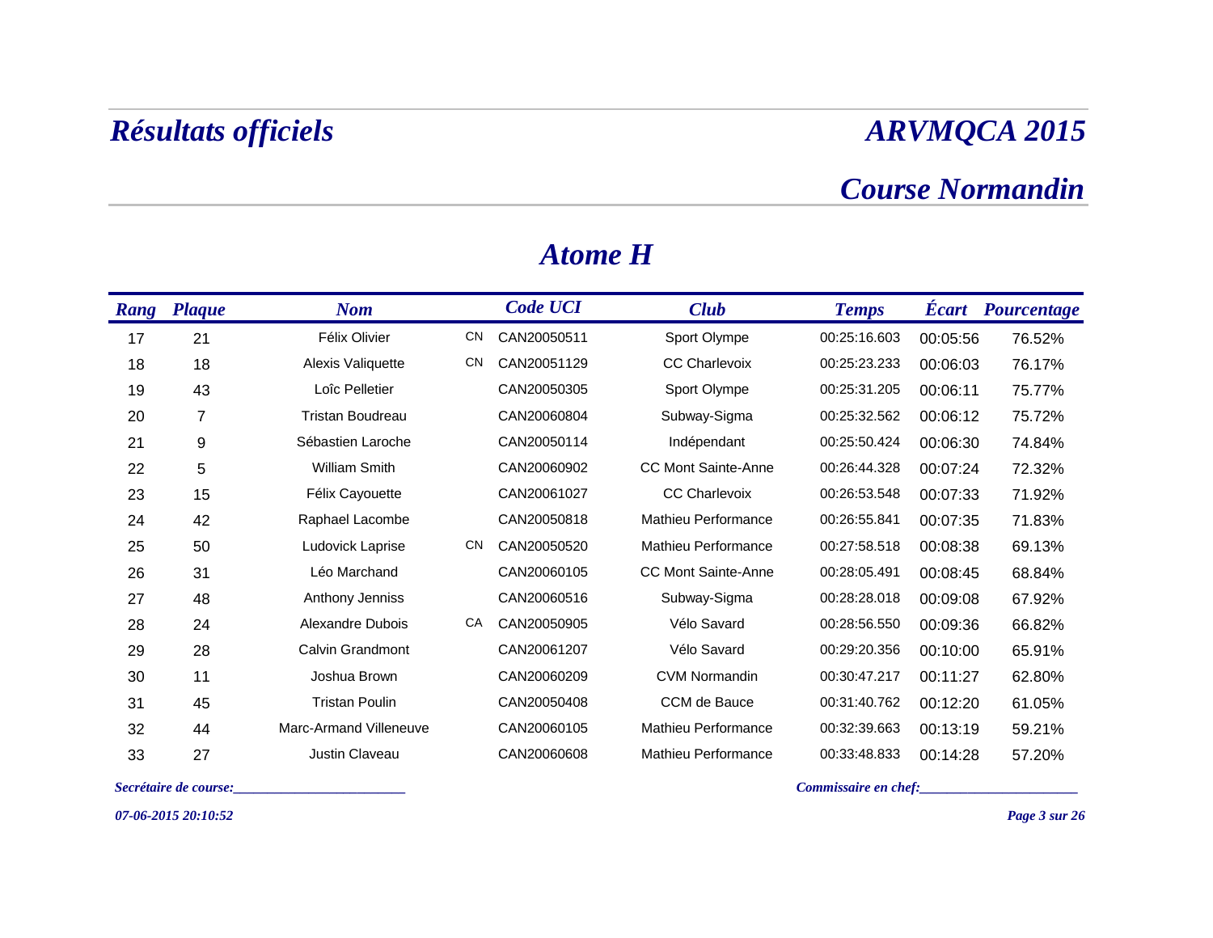# Résultats officiels

## ARVMQCA 2015

## Course Normandin

### Atome H

| Rang | Plaque | Nom | | Code UCI | Club | Temps | Écart | Pourcentage |
|---|---|---|---|---|---|---|---|---|
| 17 | 21 | Félix Olivier | CN | CAN20050511 | Sport Olympe | 00:25:16.603 | 00:05:56 | 76.52% |
| 18 | 18 | Alexis Valiquette | CN | CAN20051129 | CC Charlevoix | 00:25:23.233 | 00:06:03 | 76.17% |
| 19 | 43 | Loîc Pelletier | | CAN20050305 | Sport Olympe | 00:25:31.205 | 00:06:11 | 75.77% |
| 20 | 7 | Tristan Boudreau | | CAN20060804 | Subway-Sigma | 00:25:32.562 | 00:06:12 | 75.72% |
| 21 | 9 | Sébastien Laroche | | CAN20050114 | Indépendant | 00:25:50.424 | 00:06:30 | 74.84% |
| 22 | 5 | William Smith | | CAN20060902 | CC Mont Sainte-Anne | 00:26:44.328 | 00:07:24 | 72.32% |
| 23 | 15 | Félix Cayouette | | CAN20061027 | CC Charlevoix | 00:26:53.548 | 00:07:33 | 71.92% |
| 24 | 42 | Raphael Lacombe | | CAN20050818 | Mathieu Performance | 00:26:55.841 | 00:07:35 | 71.83% |
| 25 | 50 | Ludovick Laprise | CN | CAN20050520 | Mathieu Performance | 00:27:58.518 | 00:08:38 | 69.13% |
| 26 | 31 | Léo Marchand | | CAN20060105 | CC Mont Sainte-Anne | 00:28:05.491 | 00:08:45 | 68.84% |
| 27 | 48 | Anthony Jenniss | | CAN20060516 | Subway-Sigma | 00:28:28.018 | 00:09:08 | 67.92% |
| 28 | 24 | Alexandre Dubois | CA | CAN20050905 | Vélo Savard | 00:28:56.550 | 00:09:36 | 66.82% |
| 29 | 28 | Calvin Grandmont | | CAN20061207 | Vélo Savard | 00:29:20.356 | 00:10:00 | 65.91% |
| 30 | 11 | Joshua Brown | | CAN20060209 | CVM Normandin | 00:30:47.217 | 00:11:27 | 62.80% |
| 31 | 45 | Tristan Poulin | | CAN20050408 | CCM de Bauce | 00:31:40.762 | 00:12:20 | 61.05% |
| 32 | 44 | Marc-Armand Villeneuve | | CAN20060105 | Mathieu Performance | 00:32:39.663 | 00:13:19 | 59.21% |
| 33 | 27 | Justin Claveau | | CAN20060608 | Mathieu Performance | 00:33:48.833 | 00:14:28 | 57.20% |

*Secrétaire de course:________________________*

*Commissaire en chef:______________________*

*07-06-2015 20:10:52*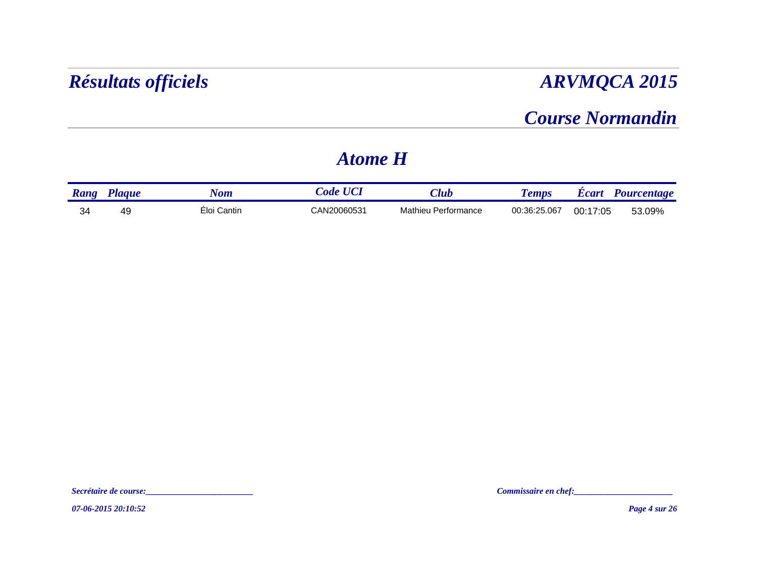# *Résultats officiels*

# *ARVMQCA 2015*

## *Course Normandin*

## *Atome H*

| Rang | Plaque | Nom | Code UCI | Club | Temps | Écart | Pourcentage |
|---|---|---|---|---|---|---|---|
| 34 | 49 | Éloi Cantin | CAN20060531 | Mathieu Performance | 00:36:25.067 | 00:17:05 | 53.09% |

*Secrétaire de course:________________________*

*Commissaire en chef:______________________*

*07-06-2015 20:10:52*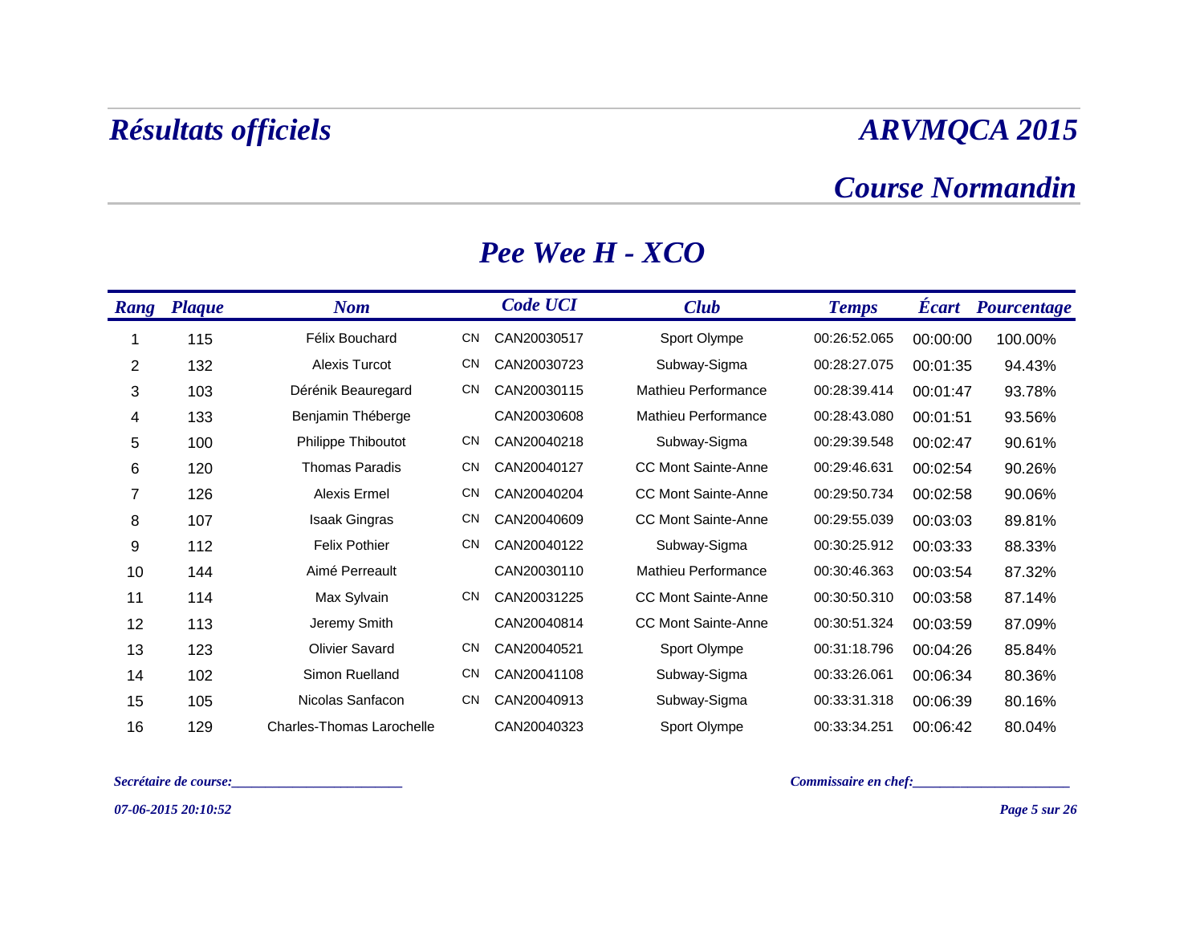# *Résultats officiels*

## *ARVMQCA 2015*

## *Course Normandin*

### *Pee Wee H - XCO*

| Rang | Plaque | Nom | | Code UCI | Club | Temps | Écart | Pourcentage |
|---|---|---|---|---|---|---|---|---|
| 1 | 115 | Félix Bouchard | CN | CAN20030517 | Sport Olympe | 00:26:52.065 | 00:00:00 | 100.00% |
| 2 | 132 | Alexis Turcot | CN | CAN20030723 | Subway-Sigma | 00:28:27.075 | 00:01:35 | 94.43% |
| 3 | 103 | Dérénik Beauregard | CN | CAN20030115 | Mathieu Performance | 00:28:39.414 | 00:01:47 | 93.78% |
| 4 | 133 | Benjamin Théberge | | CAN20030608 | Mathieu Performance | 00:28:43.080 | 00:01:51 | 93.56% |
| 5 | 100 | Philippe Thiboutot | CN | CAN20040218 | Subway-Sigma | 00:29:39.548 | 00:02:47 | 90.61% |
| 6 | 120 | Thomas Paradis | CN | CAN20040127 | CC Mont Sainte-Anne | 00:29:46.631 | 00:02:54 | 90.26% |
| 7 | 126 | Alexis Ermel | CN | CAN20040204 | CC Mont Sainte-Anne | 00:29:50.734 | 00:02:58 | 90.06% |
| 8 | 107 | Isaak Gingras | CN | CAN20040609 | CC Mont Sainte-Anne | 00:29:55.039 | 00:03:03 | 89.81% |
| 9 | 112 | Felix Pothier | CN | CAN20040122 | Subway-Sigma | 00:30:25.912 | 00:03:33 | 88.33% |
| 10 | 144 | Aimé Perreault | | CAN20030110 | Mathieu Performance | 00:30:46.363 | 00:03:54 | 87.32% |
| 11 | 114 | Max Sylvain | CN | CAN20031225 | CC Mont Sainte-Anne | 00:30:50.310 | 00:03:58 | 87.14% |
| 12 | 113 | Jeremy Smith | | CAN20040814 | CC Mont Sainte-Anne | 00:30:51.324 | 00:03:59 | 87.09% |
| 13 | 123 | Olivier Savard | CN | CAN20040521 | Sport Olympe | 00:31:18.796 | 00:04:26 | 85.84% |
| 14 | 102 | Simon Ruelland | CN | CAN20041108 | Subway-Sigma | 00:33:26.061 | 00:06:34 | 80.36% |
| 15 | 105 | Nicolas Sanfacon | CN | CAN20040913 | Subway-Sigma | 00:33:31.318 | 00:06:39 | 80.16% |
| 16 | 129 | Charles-Thomas Larochelle | | CAN20040323 | Sport Olympe | 00:33:34.251 | 00:06:42 | 80.04% |

*Secrétaire de course:________________________*

*Commissaire en chef:______________________*

*07-06-2015 20:10:52*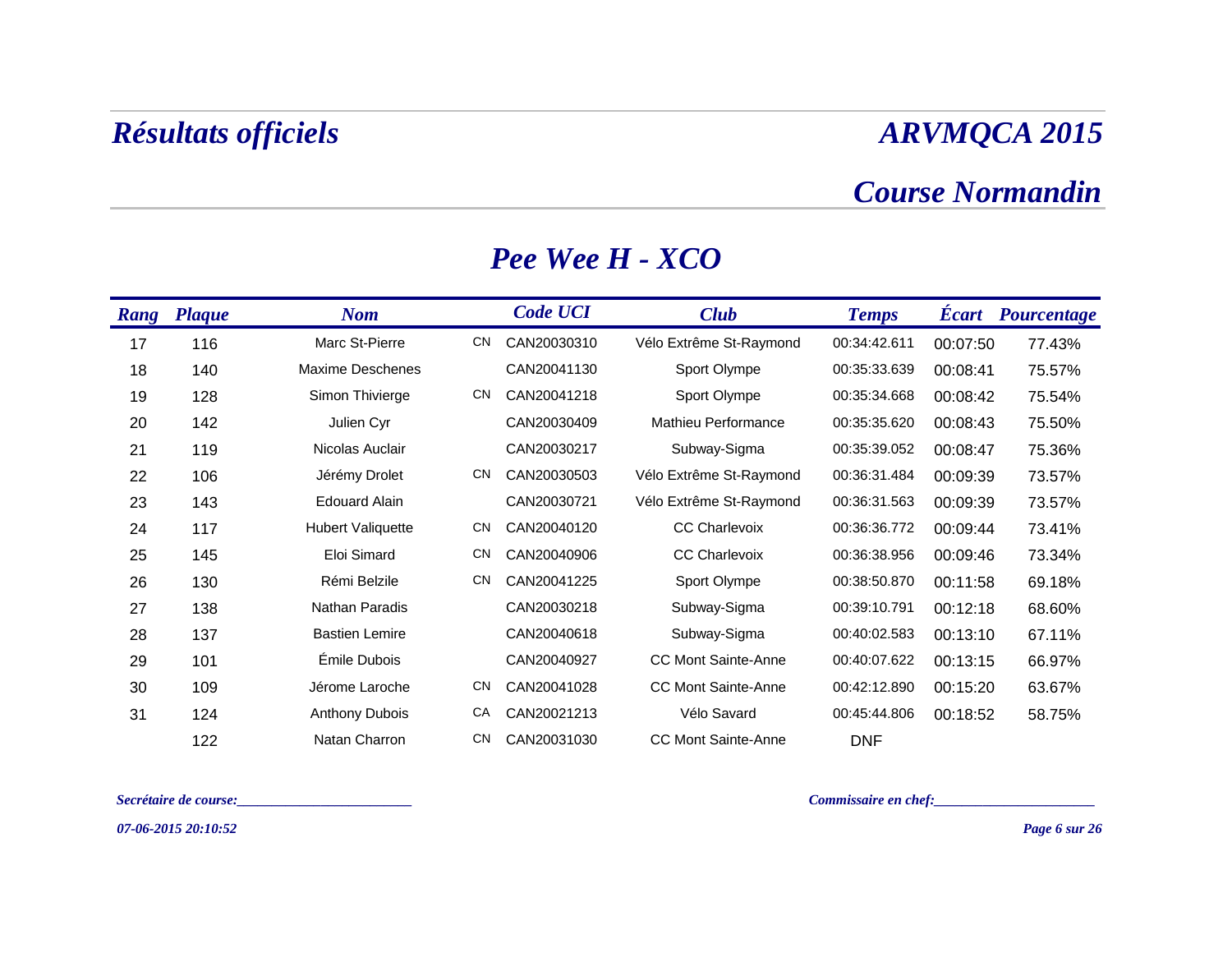# Résultats officiels

# ARVMQCA 2015

## Course Normandin

## Pee Wee H - XCO

| Rang | Plaque | Nom | | Code UCI | Club | Temps | Écart | Pourcentage |
|---|---|---|---|---|---|---|---|---|
| 17 | 116 | Marc St-Pierre | CN | CAN20030310 | Vélo Extrême St-Raymond | 00:34:42.611 | 00:07:50 | 77.43% |
| 18 | 140 | Maxime Deschenes | | CAN20041130 | Sport Olympe | 00:35:33.639 | 00:08:41 | 75.57% |
| 19 | 128 | Simon Thivierge | CN | CAN20041218 | Sport Olympe | 00:35:34.668 | 00:08:42 | 75.54% |
| 20 | 142 | Julien Cyr | | CAN20030409 | Mathieu Performance | 00:35:35.620 | 00:08:43 | 75.50% |
| 21 | 119 | Nicolas Auclair | | CAN20030217 | Subway-Sigma | 00:35:39.052 | 00:08:47 | 75.36% |
| 22 | 106 | Jérémy Drolet | CN | CAN20030503 | Vélo Extrême St-Raymond | 00:36:31.484 | 00:09:39 | 73.57% |
| 23 | 143 | Edouard Alain | | CAN20030721 | Vélo Extrême St-Raymond | 00:36:31.563 | 00:09:39 | 73.57% |
| 24 | 117 | Hubert Valiquette | CN | CAN20040120 | CC Charlevoix | 00:36:36.772 | 00:09:44 | 73.41% |
| 25 | 145 | Eloi Simard | CN | CAN20040906 | CC Charlevoix | 00:36:38.956 | 00:09:46 | 73.34% |
| 26 | 130 | Rémi Belzile | CN | CAN20041225 | Sport Olympe | 00:38:50.870 | 00:11:58 | 69.18% |
| 27 | 138 | Nathan Paradis | | CAN20030218 | Subway-Sigma | 00:39:10.791 | 00:12:18 | 68.60% |
| 28 | 137 | Bastien Lemire | | CAN20040618 | Subway-Sigma | 00:40:02.583 | 00:13:10 | 67.11% |
| 29 | 101 | Émile Dubois | | CAN20040927 | CC Mont Sainte-Anne | 00:40:07.622 | 00:13:15 | 66.97% |
| 30 | 109 | Jérome Laroche | CN | CAN20041028 | CC Mont Sainte-Anne | 00:42:12.890 | 00:15:20 | 63.67% |
| 31 | 124 | Anthony Dubois | CA | CAN20021213 | Vélo Savard | 00:45:44.806 | 00:18:52 | 58.75% |
| | 122 | Natan Charron | CN | CAN20031030 | CC Mont Sainte-Anne | DNF | | |

*Secrétaire de course:________________________*

*Commissaire en chef:_____________________*

*07-06-2015 20:10:52*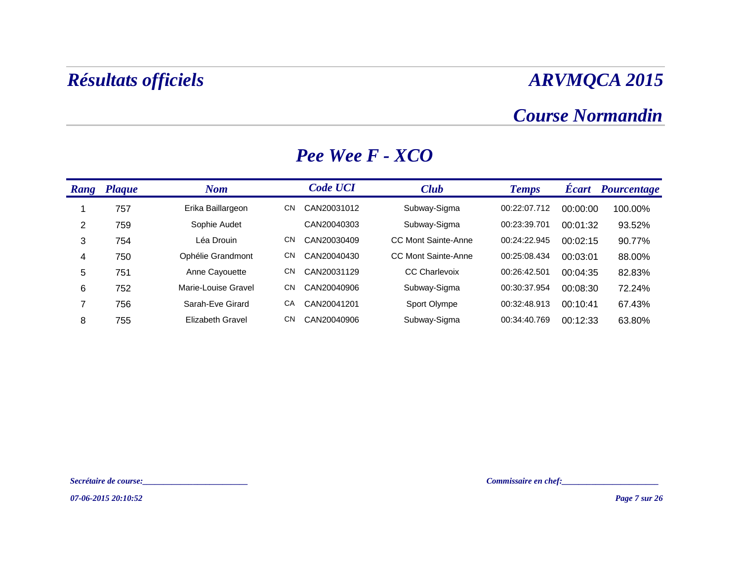# Résultats officiels

# ARVMQCA 2015

## Course Normandin

## Pee Wee F - XCO

| Rang | Plaque | Nom | | Code UCI | Club | Temps | Écart | Pourcentage |
|---|---|---|---|---|---|---|---|---|
| 1 | 757 | Erika Baillargeon | CN | CAN20031012 | Subway-Sigma | 00:22:07.712 | 00:00:00 | 100.00% |
| 2 | 759 | Sophie Audet | | CAN20040303 | Subway-Sigma | 00:23:39.701 | 00:01:32 | 93.52% |
| 3 | 754 | Léa Drouin | CN | CAN20030409 | CC Mont Sainte-Anne | 00:24:22.945 | 00:02:15 | 90.77% |
| 4 | 750 | Ophélie Grandmont | CN | CAN20040430 | CC Mont Sainte-Anne | 00:25:08.434 | 00:03:01 | 88.00% |
| 5 | 751 | Anne Cayouette | CN | CAN20031129 | CC Charlevoix | 00:26:42.501 | 00:04:35 | 82.83% |
| 6 | 752 | Marie-Louise Gravel | CN | CAN20040906 | Subway-Sigma | 00:30:37.954 | 00:08:30 | 72.24% |
| 7 | 756 | Sarah-Eve Girard | CA | CAN20041201 | Sport Olympe | 00:32:48.913 | 00:10:41 | 67.43% |
| 8 | 755 | Elizabeth Gravel | CN | CAN20040906 | Subway-Sigma | 00:34:40.769 | 00:12:33 | 63.80% |

*Secrétaire de course:________________________*

*Commissaire en chef:_____________________*

*07-06-2015 20:10:52*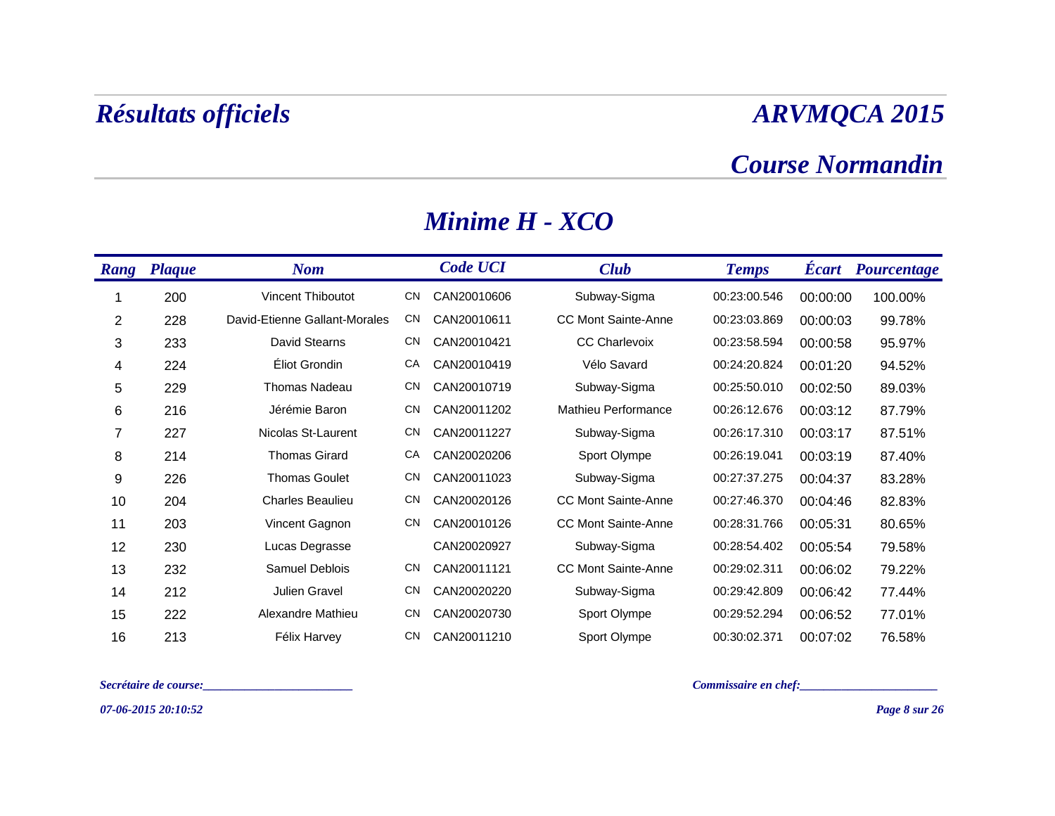# Résultats officiels

# ARVMQCA 2015

## Course Normandin

## Minime H - XCO

| Rang | Plaque | Nom | | Code UCI | Club | Temps | Écart | Pourcentage |
|---|---|---|---|---|---|---|---|---|
| 1 | 200 | Vincent Thiboutot | CN | CAN20010606 | Subway-Sigma | 00:23:00.546 | 00:00:00 | 100.00% |
| 2 | 228 | David-Etienne Gallant-Morales | CN | CAN20010611 | CC Mont Sainte-Anne | 00:23:03.869 | 00:00:03 | 99.78% |
| 3 | 233 | David Stearns | CN | CAN20010421 | CC Charlevoix | 00:23:58.594 | 00:00:58 | 95.97% |
| 4 | 224 | Éliot Grondin | CA | CAN20010419 | Vélo Savard | 00:24:20.824 | 00:01:20 | 94.52% |
| 5 | 229 | Thomas Nadeau | CN | CAN20010719 | Subway-Sigma | 00:25:50.010 | 00:02:50 | 89.03% |
| 6 | 216 | Jérémie Baron | CN | CAN20011202 | Mathieu Performance | 00:26:12.676 | 00:03:12 | 87.79% |
| 7 | 227 | Nicolas St-Laurent | CN | CAN20011227 | Subway-Sigma | 00:26:17.310 | 00:03:17 | 87.51% |
| 8 | 214 | Thomas Girard | CA | CAN20020206 | Sport Olympe | 00:26:19.041 | 00:03:19 | 87.40% |
| 9 | 226 | Thomas Goulet | CN | CAN20011023 | Subway-Sigma | 00:27:37.275 | 00:04:37 | 83.28% |
| 10 | 204 | Charles Beaulieu | CN | CAN20020126 | CC Mont Sainte-Anne | 00:27:46.370 | 00:04:46 | 82.83% |
| 11 | 203 | Vincent Gagnon | CN | CAN20010126 | CC Mont Sainte-Anne | 00:28:31.766 | 00:05:31 | 80.65% |
| 12 | 230 | Lucas Degrasse | | CAN20020927 | Subway-Sigma | 00:28:54.402 | 00:05:54 | 79.58% |
| 13 | 232 | Samuel Deblois | CN | CAN20011121 | CC Mont Sainte-Anne | 00:29:02.311 | 00:06:02 | 79.22% |
| 14 | 212 | Julien Gravel | CN | CAN20020220 | Subway-Sigma | 00:29:42.809 | 00:06:42 | 77.44% |
| 15 | 222 | Alexandre Mathieu | CN | CAN20020730 | Sport Olympe | 00:29:52.294 | 00:06:52 | 77.01% |
| 16 | 213 | Félix Harvey | CN | CAN20011210 | Sport Olympe | 00:30:02.371 | 00:07:02 | 76.58% |

*Secrétaire de course:________________________*

*Commissaire en chef:_____________________*

*07-06-2015 20:10:52*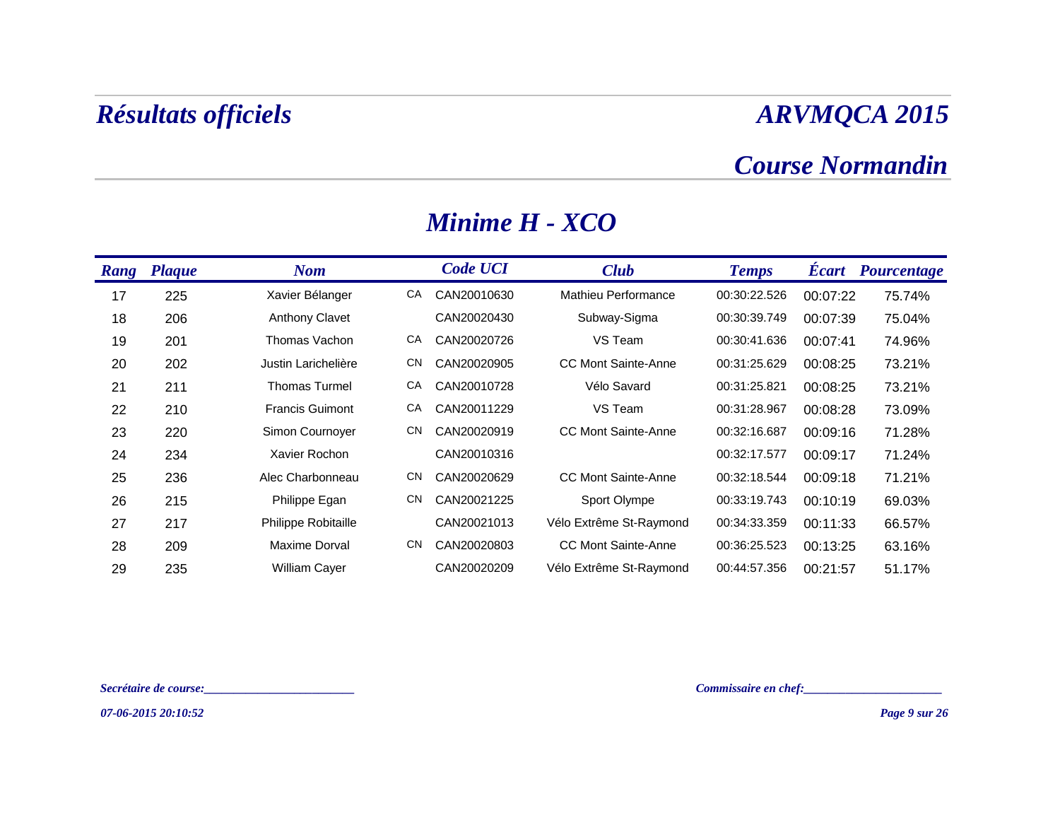# *Résultats officiels*

# *ARVMQCA 2015*

## *Course Normandin*

## *Minime H - XCO*

| Rang | Plaque | Nom | | Code UCI | Club | Temps | Écart | Pourcentage |
|---|---|---|---|---|---|---|---|---|
| 17 | 225 | Xavier Bélanger | CA | CAN20010630 | Mathieu Performance | 00:30:22.526 | 00:07:22 | 75.74% |
| 18 | 206 | Anthony Clavet | | CAN20020430 | Subway-Sigma | 00:30:39.749 | 00:07:39 | 75.04% |
| 19 | 201 | Thomas Vachon | CA | CAN20020726 | VS Team | 00:30:41.636 | 00:07:41 | 74.96% |
| 20 | 202 | Justin Larichelière | CN | CAN20020905 | CC Mont Sainte-Anne | 00:31:25.629 | 00:08:25 | 73.21% |
| 21 | 211 | Thomas Turmel | CA | CAN20010728 | Vélo Savard | 00:31:25.821 | 00:08:25 | 73.21% |
| 22 | 210 | Francis Guimont | CA | CAN20011229 | VS Team | 00:31:28.967 | 00:08:28 | 73.09% |
| 23 | 220 | Simon Cournoyer | CN | CAN20020919 | CC Mont Sainte-Anne | 00:32:16.687 | 00:09:16 | 71.28% |
| 24 | 234 | Xavier Rochon | | CAN20010316 | | 00:32:17.577 | 00:09:17 | 71.24% |
| 25 | 236 | Alec Charbonneau | CN | CAN20020629 | CC Mont Sainte-Anne | 00:32:18.544 | 00:09:18 | 71.21% |
| 26 | 215 | Philippe Egan | CN | CAN20021225 | Sport Olympe | 00:33:19.743 | 00:10:19 | 69.03% |
| 27 | 217 | Philippe Robitaille | | CAN20021013 | Vélo Extrême St-Raymond | 00:34:33.359 | 00:11:33 | 66.57% |
| 28 | 209 | Maxime Dorval | CN | CAN20020803 | CC Mont Sainte-Anne | 00:36:25.523 | 00:13:25 | 63.16% |
| 29 | 235 | William Cayer | | CAN20020209 | Vélo Extrême St-Raymond | 00:44:57.356 | 00:21:57 | 51.17% |

*Secrétaire de course:________________________*

*Commissaire en chef:_____________________*

*07-06-2015 20:10:52*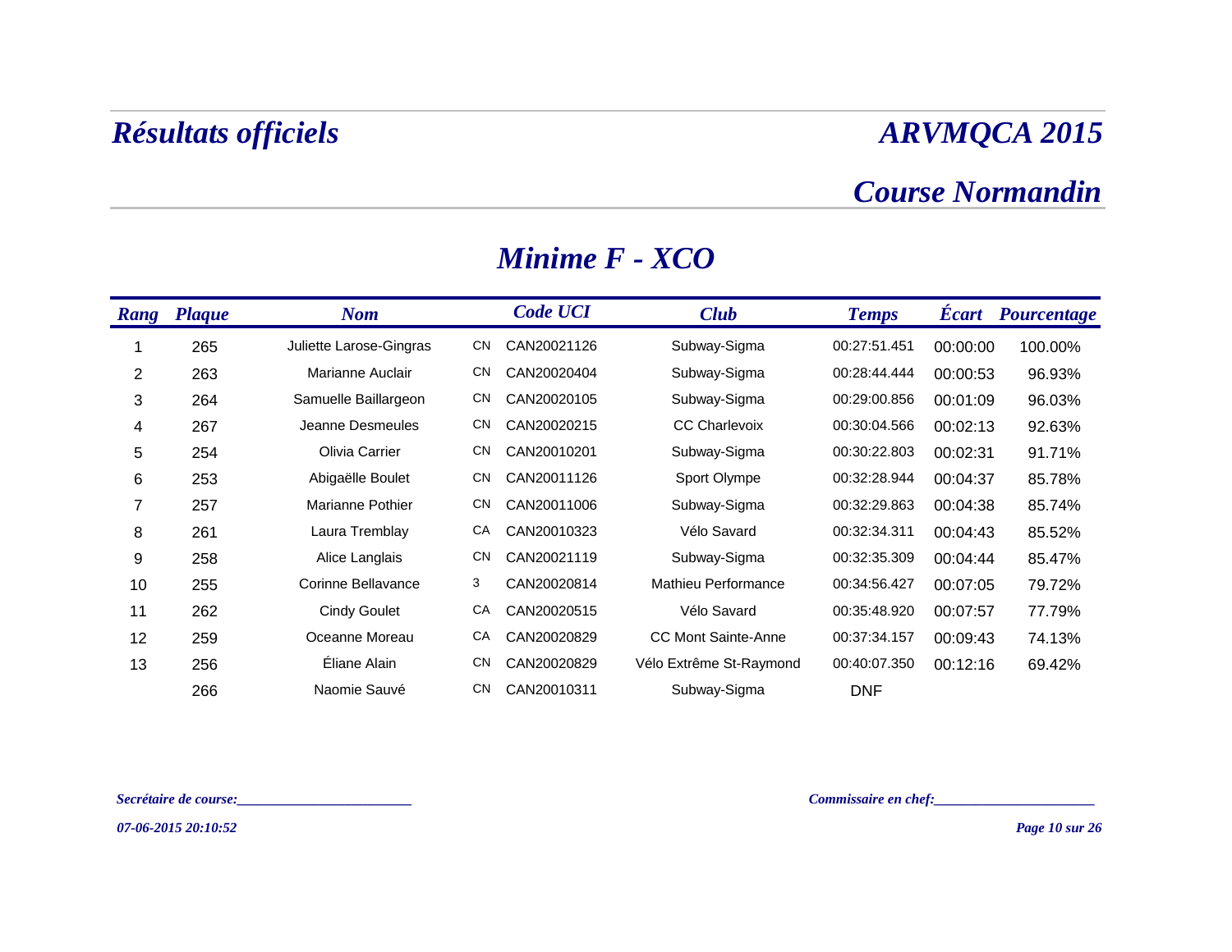# *Résultats officiels*

# *ARVMQCA 2015*

## *Course Normandin*

## *Minime F - XCO*

| Rang | Plaque | Nom | | Code UCI | Club | Temps | Écart | Pourcentage |
|---|---|---|---|---|---|---|---|---|
| 1 | 265 | Juliette Larose-Gingras | CN | CAN20021126 | Subway-Sigma | 00:27:51.451 | 00:00:00 | 100.00% |
| 2 | 263 | Marianne Auclair | CN | CAN20020404 | Subway-Sigma | 00:28:44.444 | 00:00:53 | 96.93% |
| 3 | 264 | Samuelle Baillargeon | CN | CAN20020105 | Subway-Sigma | 00:29:00.856 | 00:01:09 | 96.03% |
| 4 | 267 | Jeanne Desmeules | CN | CAN20020215 | CC Charlevoix | 00:30:04.566 | 00:02:13 | 92.63% |
| 5 | 254 | Olivia Carrier | CN | CAN20010201 | Subway-Sigma | 00:30:22.803 | 00:02:31 | 91.71% |
| 6 | 253 | Abigaëlle Boulet | CN | CAN20011126 | Sport Olympe | 00:32:28.944 | 00:04:37 | 85.78% |
| 7 | 257 | Marianne Pothier | CN | CAN20011006 | Subway-Sigma | 00:32:29.863 | 00:04:38 | 85.74% |
| 8 | 261 | Laura Tremblay | CA | CAN20010323 | Vélo Savard | 00:32:34.311 | 00:04:43 | 85.52% |
| 9 | 258 | Alice Langlais | CN | CAN20021119 | Subway-Sigma | 00:32:35.309 | 00:04:44 | 85.47% |
| 10 | 255 | Corinne Bellavance | 3 | CAN20020814 | Mathieu Performance | 00:34:56.427 | 00:07:05 | 79.72% |
| 11 | 262 | Cindy Goulet | CA | CAN20020515 | Vélo Savard | 00:35:48.920 | 00:07:57 | 77.79% |
| 12 | 259 | Oceanne Moreau | CA | CAN20020829 | CC Mont Sainte-Anne | 00:37:34.157 | 00:09:43 | 74.13% |
| 13 | 256 | Éliane Alain | CN | CAN20020829 | Vélo Extrême St-Raymond | 00:40:07.350 | 00:12:16 | 69.42% |
| | 266 | Naomie Sauvé | CN | CAN20010311 | Subway-Sigma | DNF | | |

*Secrétaire de course:________________________*

*Commissaire en chef:_____________________*

*07-06-2015 20:10:52*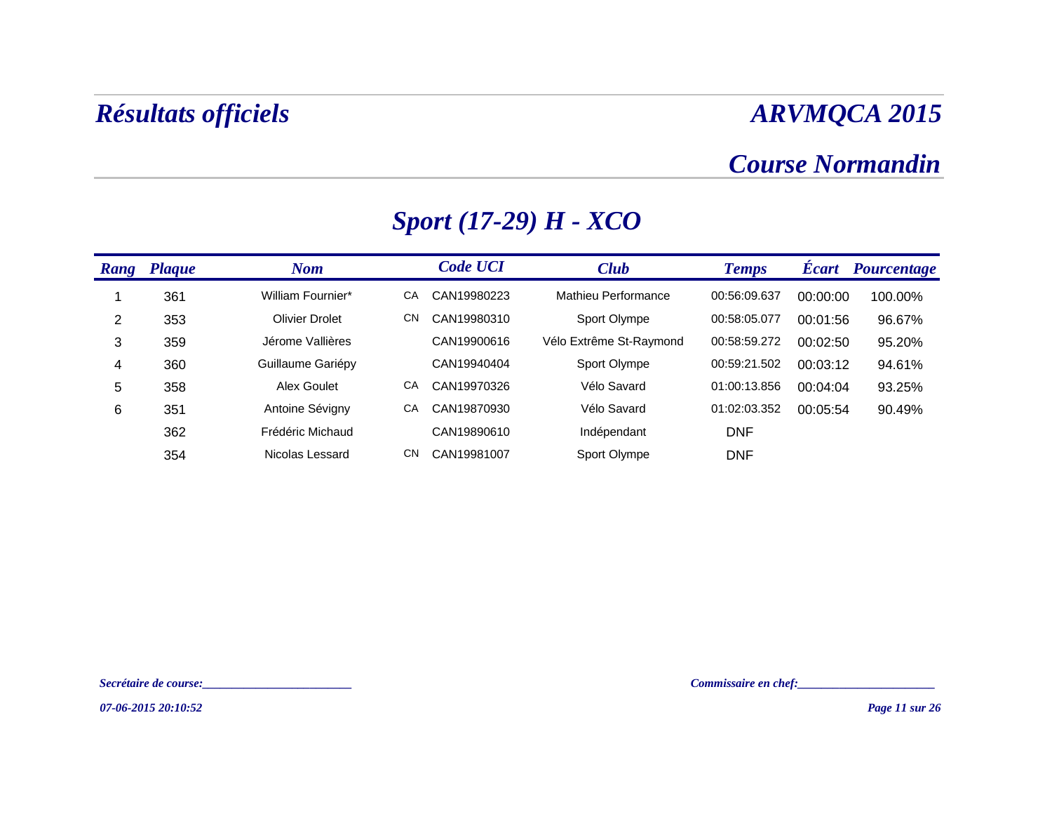# Résultats officiels

# ARVMQCA 2015

## Course Normandin

## Sport (17-29) H - XCO

| Rang | Plaque | Nom | | Code UCI | Club | Temps | Écart | Pourcentage |
|---|---|---|---|---|---|---|---|---|
| 1 | 361 | William Fournier* | CA | CAN19980223 | Mathieu Performance | 00:56:09.637 | 00:00:00 | 100.00% |
| 2 | 353 | Olivier Drolet | CN | CAN19980310 | Sport Olympe | 00:58:05.077 | 00:01:56 | 96.67% |
| 3 | 359 | Jérome Vallières | | CAN19900616 | Vélo Extrême St-Raymond | 00:58:59.272 | 00:02:50 | 95.20% |
| 4 | 360 | Guillaume Gariépy | | CAN19940404 | Sport Olympe | 00:59:21.502 | 00:03:12 | 94.61% |
| 5 | 358 | Alex Goulet | CA | CAN19970326 | Vélo Savard | 01:00:13.856 | 00:04:04 | 93.25% |
| 6 | 351 | Antoine Sévigny | CA | CAN19870930 | Vélo Savard | 01:02:03.352 | 00:05:54 | 90.49% |
| | 362 | Frédéric Michaud | | CAN19890610 | Indépendant | DNF | | |
| | 354 | Nicolas Lessard | CN | CAN19981007 | Sport Olympe | DNF | | |

*Secrétaire de course:________________________*

*Commissaire en chef:______________________*

*07-06-2015 20:10:52*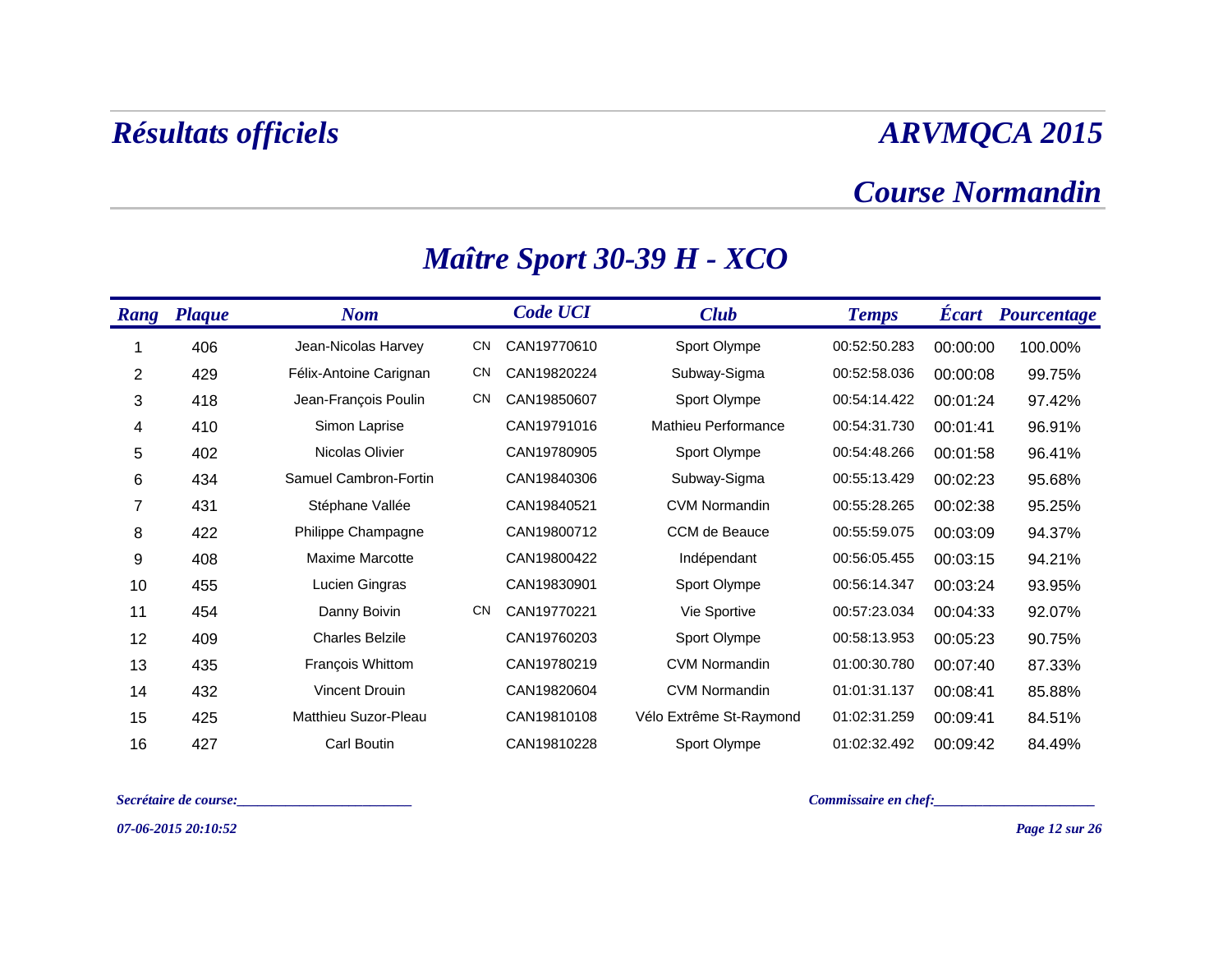# Résultats officiels

# ARVMQCA 2015

## Course Normandin

## Maître Sport 30-39 H - XCO

| Rang | Plaque | Nom | | Code UCI | Club | Temps | Écart | Pourcentage |
|---|---|---|---|---|---|---|---|---|
| 1 | 406 | Jean-Nicolas Harvey | CN | CAN19770610 | Sport Olympe | 00:52:50.283 | 00:00:00 | 100.00% |
| 2 | 429 | Félix-Antoine Carignan | CN | CAN19820224 | Subway-Sigma | 00:52:58.036 | 00:00:08 | 99.75% |
| 3 | 418 | Jean-François Poulin | CN | CAN19850607 | Sport Olympe | 00:54:14.422 | 00:01:24 | 97.42% |
| 4 | 410 | Simon Laprise | | CAN19791016 | Mathieu Performance | 00:54:31.730 | 00:01:41 | 96.91% |
| 5 | 402 | Nicolas Olivier | | CAN19780905 | Sport Olympe | 00:54:48.266 | 00:01:58 | 96.41% |
| 6 | 434 | Samuel Cambron-Fortin | | CAN19840306 | Subway-Sigma | 00:55:13.429 | 00:02:23 | 95.68% |
| 7 | 431 | Stéphane Vallée | | CAN19840521 | CVM Normandin | 00:55:28.265 | 00:02:38 | 95.25% |
| 8 | 422 | Philippe Champagne | | CAN19800712 | CCM de Beauce | 00:55:59.075 | 00:03:09 | 94.37% |
| 9 | 408 | Maxime Marcotte | | CAN19800422 | Indépendant | 00:56:05.455 | 00:03:15 | 94.21% |
| 10 | 455 | Lucien Gingras | | CAN19830901 | Sport Olympe | 00:56:14.347 | 00:03:24 | 93.95% |
| 11 | 454 | Danny Boivin | CN | CAN19770221 | Vie Sportive | 00:57:23.034 | 00:04:33 | 92.07% |
| 12 | 409 | Charles Belzile | | CAN19760203 | Sport Olympe | 00:58:13.953 | 00:05:23 | 90.75% |
| 13 | 435 | François Whittom | | CAN19780219 | CVM Normandin | 01:00:30.780 | 00:07:40 | 87.33% |
| 14 | 432 | Vincent Drouin | | CAN19820604 | CVM Normandin | 01:01:31.137 | 00:08:41 | 85.88% |
| 15 | 425 | Matthieu Suzor-Pleau | | CAN19810108 | Vélo Extrême St-Raymond | 01:02:31.259 | 00:09:41 | 84.51% |
| 16 | 427 | Carl Boutin | | CAN19810228 | Sport Olympe | 01:02:32.492 | 00:09:42 | 84.49% |

*Secrétaire de course:________________________*

*Commissaire en chef:______________________*

*07-06-2015 20:10:52*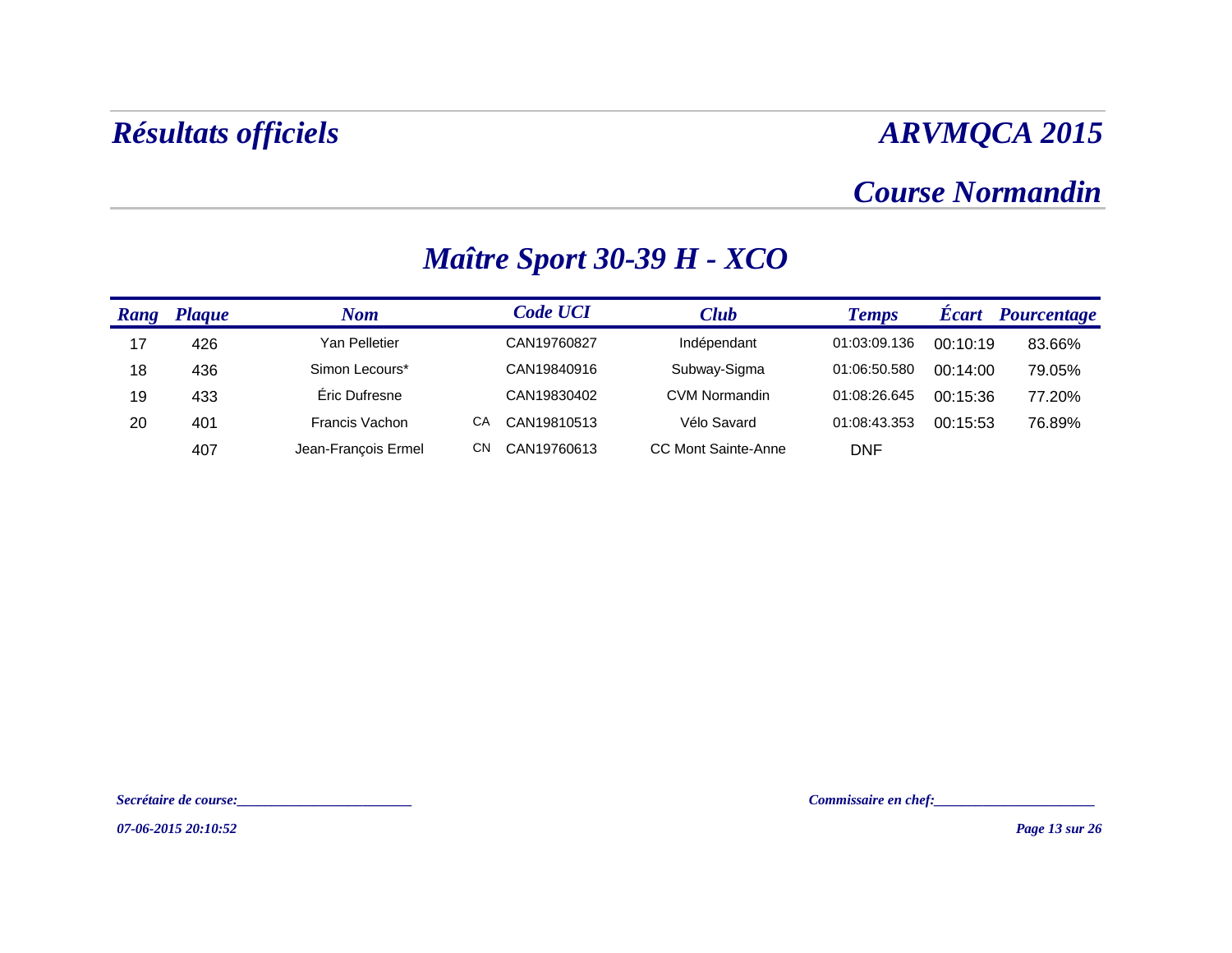# Résultats officiels

# ARVMQCA 2015

## Course Normandin

## Maître Sport 30-39 H - XCO

| Rang | Plaque | Nom | | Code UCI | Club | Temps | Écart | Pourcentage |
|---|---|---|---|---|---|---|---|---|
| 17 | 426 | Yan Pelletier | | CAN19760827 | Indépendant | 01:03:09.136 | 00:10:19 | 83.66% |
| 18 | 436 | Simon Lecours* | | CAN19840916 | Subway-Sigma | 01:06:50.580 | 00:14:00 | 79.05% |
| 19 | 433 | Éric Dufresne | | CAN19830402 | CVM Normandin | 01:08:26.645 | 00:15:36 | 77.20% |
| 20 | 401 | Francis Vachon | CA | CAN19810513 | Vélo Savard | 01:08:43.353 | 00:15:53 | 76.89% |
| | 407 | Jean-François Ermel | CN | CAN19760613 | CC Mont Sainte-Anne | DNF | | |

*Secrétaire de course:________________________*

*Commissaire en chef:______________________*

*07-06-2015 20:10:52*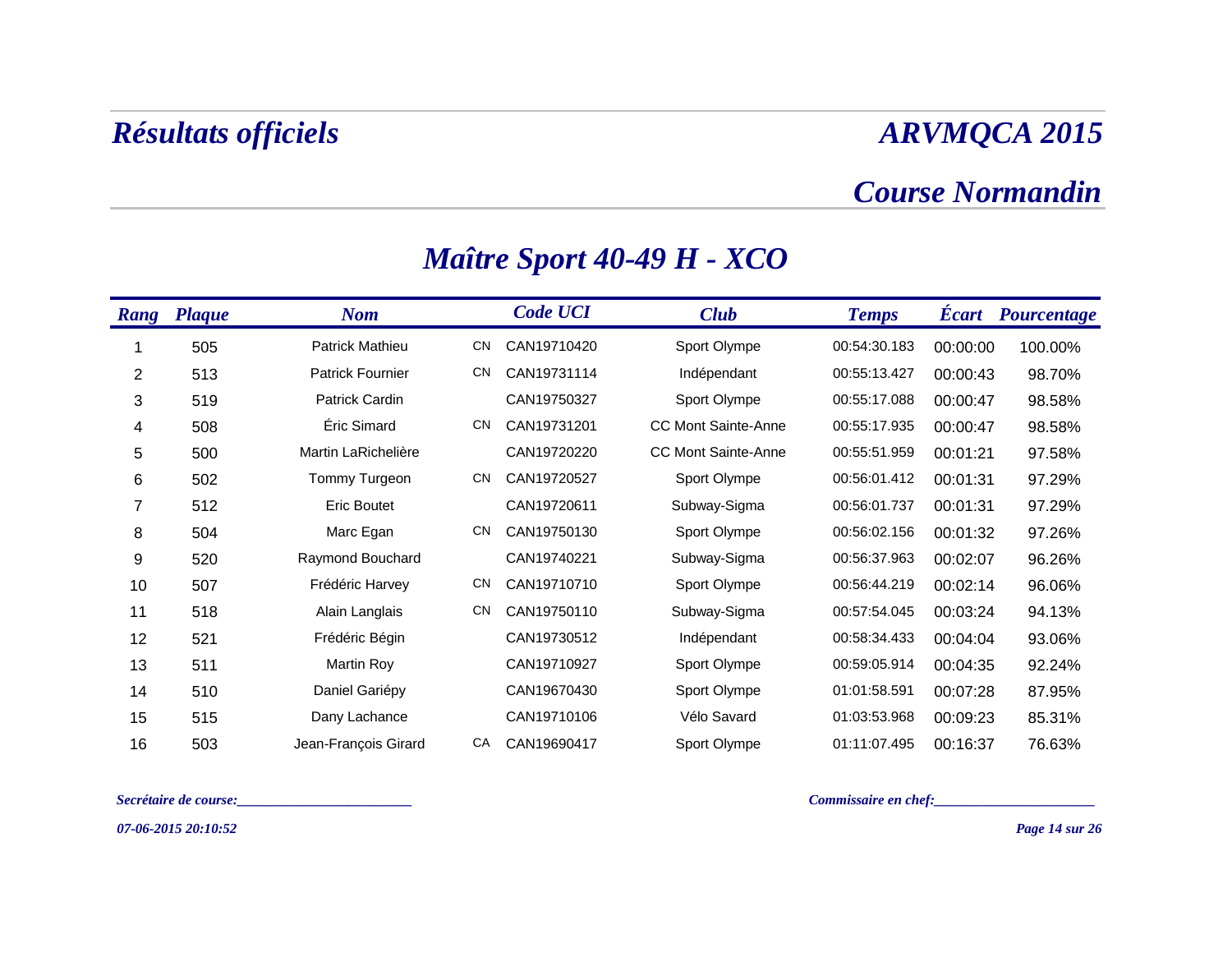# *Résultats officiels*

# *ARVMQCA 2015*

## *Course Normandin*

## *Maître Sport 40-49 H - XCO*

| Rang | Plaque | Nom | | Code UCI | Club | Temps | Écart | Pourcentage |
|---|---|---|---|---|---|---|---|---|
| 1 | 505 | Patrick Mathieu | CN | CAN19710420 | Sport Olympe | 00:54:30.183 | 00:00:00 | 100.00% |
| 2 | 513 | Patrick Fournier | CN | CAN19731114 | Indépendant | 00:55:13.427 | 00:00:43 | 98.70% |
| 3 | 519 | Patrick Cardin | | CAN19750327 | Sport Olympe | 00:55:17.088 | 00:00:47 | 98.58% |
| 4 | 508 | Éric Simard | CN | CAN19731201 | CC Mont Sainte-Anne | 00:55:17.935 | 00:00:47 | 98.58% |
| 5 | 500 | Martin LaRichelière | | CAN19720220 | CC Mont Sainte-Anne | 00:55:51.959 | 00:01:21 | 97.58% |
| 6 | 502 | Tommy Turgeon | CN | CAN19720527 | Sport Olympe | 00:56:01.412 | 00:01:31 | 97.29% |
| 7 | 512 | Eric Boutet | | CAN19720611 | Subway-Sigma | 00:56:01.737 | 00:01:31 | 97.29% |
| 8 | 504 | Marc Egan | CN | CAN19750130 | Sport Olympe | 00:56:02.156 | 00:01:32 | 97.26% |
| 9 | 520 | Raymond Bouchard | | CAN19740221 | Subway-Sigma | 00:56:37.963 | 00:02:07 | 96.26% |
| 10 | 507 | Frédéric Harvey | CN | CAN19710710 | Sport Olympe | 00:56:44.219 | 00:02:14 | 96.06% |
| 11 | 518 | Alain Langlais | CN | CAN19750110 | Subway-Sigma | 00:57:54.045 | 00:03:24 | 94.13% |
| 12 | 521 | Frédéric Bégin | | CAN19730512 | Indépendant | 00:58:34.433 | 00:04:04 | 93.06% |
| 13 | 511 | Martin Roy | | CAN19710927 | Sport Olympe | 00:59:05.914 | 00:04:35 | 92.24% |
| 14 | 510 | Daniel Gariépy | | CAN19670430 | Sport Olympe | 01:01:58.591 | 00:07:28 | 87.95% |
| 15 | 515 | Dany Lachance | | CAN19710106 | Vélo Savard | 01:03:53.968 | 00:09:23 | 85.31% |
| 16 | 503 | Jean-François Girard | CA | CAN19690417 | Sport Olympe | 01:11:07.495 | 00:16:37 | 76.63% |

*Secrétaire de course:________________________*

*Commissaire en chef:______________________*

*07-06-2015 20:10:52*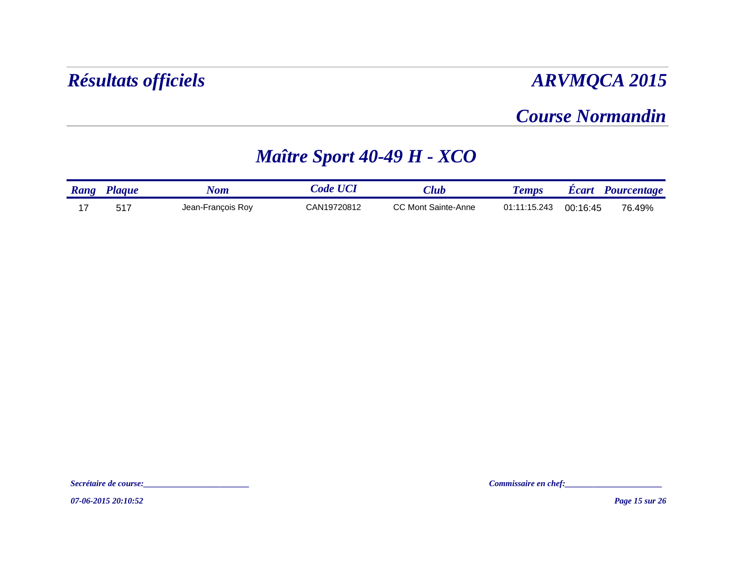# *Résultats officiels*

# *ARVMQCA 2015*

## *Course Normandin*

## *Maître Sport 40-49 H - XCO*

| *Rang* | *Plaque* | *Nom* | *Code UCI* | *Club* | *Temps* | *Écart* | *Pourcentage* |
|---|---|---|---|---|---|---|---|
| 17 | 517 | Jean-François Roy | CAN19720812 | CC Mont Sainte-Anne | 01:11:15.243 | 00:16:45 | 76.49% |

*Secrétaire de course:________________________*

*Commissaire en chef:______________________*

*07-06-2015 20:10:52*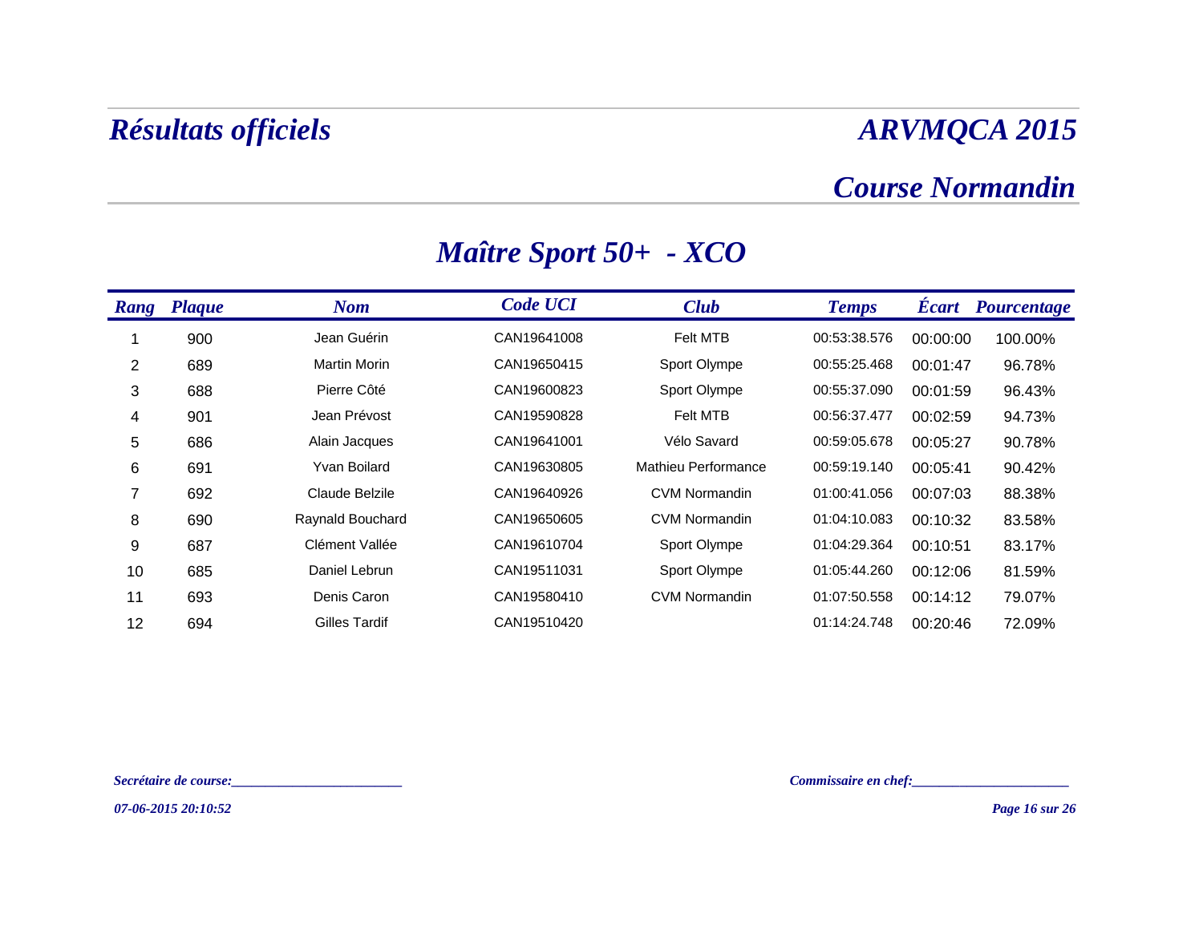# Résultats officiels

# ARVMQCA 2015

## Course Normandin

## Maître Sport 50+ - XCO

| Rang | Plaque | Nom | Code UCI | Club | Temps | Écart | Pourcentage |
|---|---|---|---|---|---|---|---|
| 1 | 900 | Jean Guérin | CAN19641008 | Felt MTB | 00:53:38.576 | 00:00:00 | 100.00% |
| 2 | 689 | Martin Morin | CAN19650415 | Sport Olympe | 00:55:25.468 | 00:01:47 | 96.78% |
| 3 | 688 | Pierre Côté | CAN19600823 | Sport Olympe | 00:55:37.090 | 00:01:59 | 96.43% |
| 4 | 901 | Jean Prévost | CAN19590828 | Felt MTB | 00:56:37.477 | 00:02:59 | 94.73% |
| 5 | 686 | Alain Jacques | CAN19641001 | Vélo Savard | 00:59:05.678 | 00:05:27 | 90.78% |
| 6 | 691 | Yvan Boilard | CAN19630805 | Mathieu Performance | 00:59:19.140 | 00:05:41 | 90.42% |
| 7 | 692 | Claude Belzile | CAN19640926 | CVM Normandin | 01:00:41.056 | 00:07:03 | 88.38% |
| 8 | 690 | Raynald Bouchard | CAN19650605 | CVM Normandin | 01:04:10.083 | 00:10:32 | 83.58% |
| 9 | 687 | Clément Vallée | CAN19610704 | Sport Olympe | 01:04:29.364 | 00:10:51 | 83.17% |
| 10 | 685 | Daniel Lebrun | CAN19511031 | Sport Olympe | 01:05:44.260 | 00:12:06 | 81.59% |
| 11 | 693 | Denis Caron | CAN19580410 | CVM Normandin | 01:07:50.558 | 00:14:12 | 79.07% |
| 12 | 694 | Gilles Tardif | CAN19510420 | | 01:14:24.748 | 00:20:46 | 72.09% |

*Secrétaire de course:________________________*

*Commissaire en chef:______________________*

*07-06-2015 20:10:52*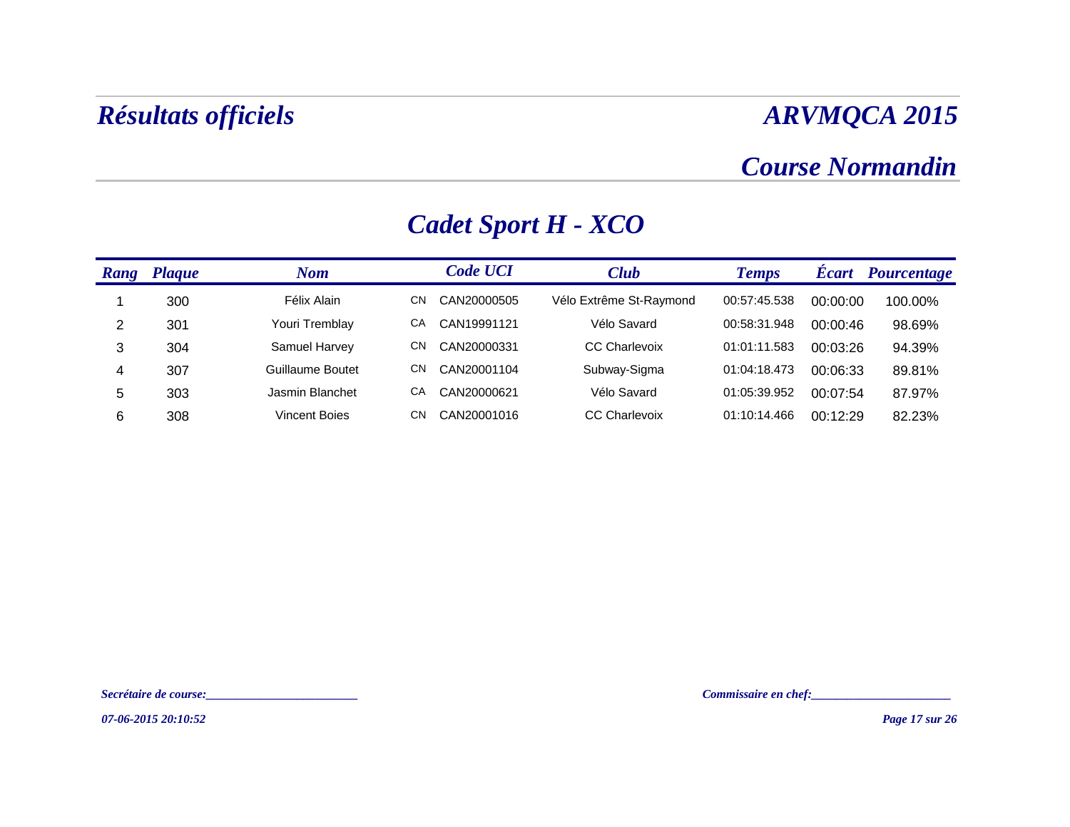# Résultats officiels

# ARVMQCA 2015

## Course Normandin

## Cadet Sport H - XCO

| Rang | Plaque | Nom | | Code UCI | Club | Temps | Écart | Pourcentage |
|---|---|---|---|---|---|---|---|---|
| 1 | 300 | Félix Alain | CN | CAN20000505 | Vélo Extrême St-Raymond | 00:57:45.538 | 00:00:00 | 100.00% |
| 2 | 301 | Youri Tremblay | CA | CAN19991121 | Vélo Savard | 00:58:31.948 | 00:00:46 | 98.69% |
| 3 | 304 | Samuel Harvey | CN | CAN20000331 | CC Charlevoix | 01:01:11.583 | 00:03:26 | 94.39% |
| 4 | 307 | Guillaume Boutet | CN | CAN20001104 | Subway-Sigma | 01:04:18.473 | 00:06:33 | 89.81% |
| 5 | 303 | Jasmin Blanchet | CA | CAN20000621 | Vélo Savard | 01:05:39.952 | 00:07:54 | 87.97% |
| 6 | 308 | Vincent Boies | CN | CAN20001016 | CC Charlevoix | 01:10:14.466 | 00:12:29 | 82.23% |

*Secrétaire de course:________________________*

*Commissaire en chef:______________________*

*07-06-2015 20:10:52*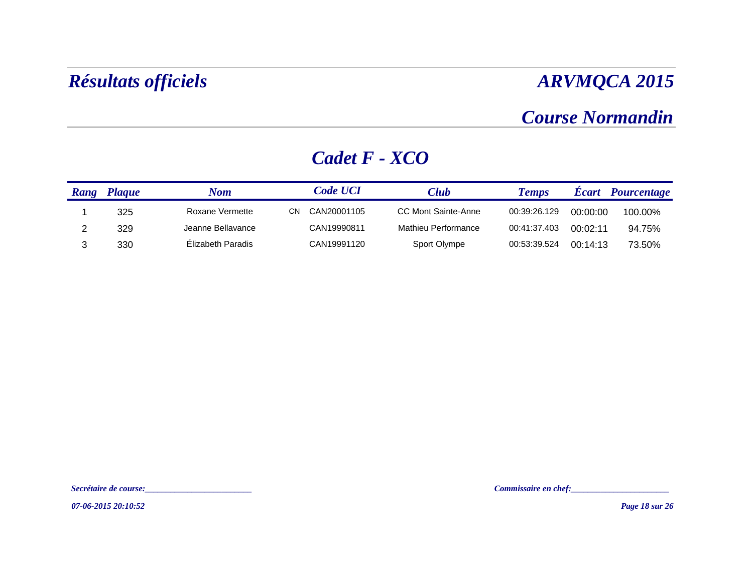# *Résultats officiels*

# *ARVMQCA 2015*

## *Course Normandin*

## *Cadet F - XCO*

| Rang | Plaque | Nom | | Code UCI | Club | Temps | Écart | Pourcentage |
|---|---|---|---|---|---|---|---|---|
| 1 | 325 | Roxane Vermette | CN | CAN20001105 | CC Mont Sainte-Anne | 00:39:26.129 | 00:00:00 | 100.00% |
| 2 | 329 | Jeanne Bellavance | | CAN19990811 | Mathieu Performance | 00:41:37.403 | 00:02:11 | 94.75% |
| 3 | 330 | Élizabeth Paradis | | CAN19991120 | Sport Olympe | 00:53:39.524 | 00:14:13 | 73.50% |

*Secrétaire de course:________________________*

*Commissaire en chef:_____________________*

*07-06-2015 20:10:52*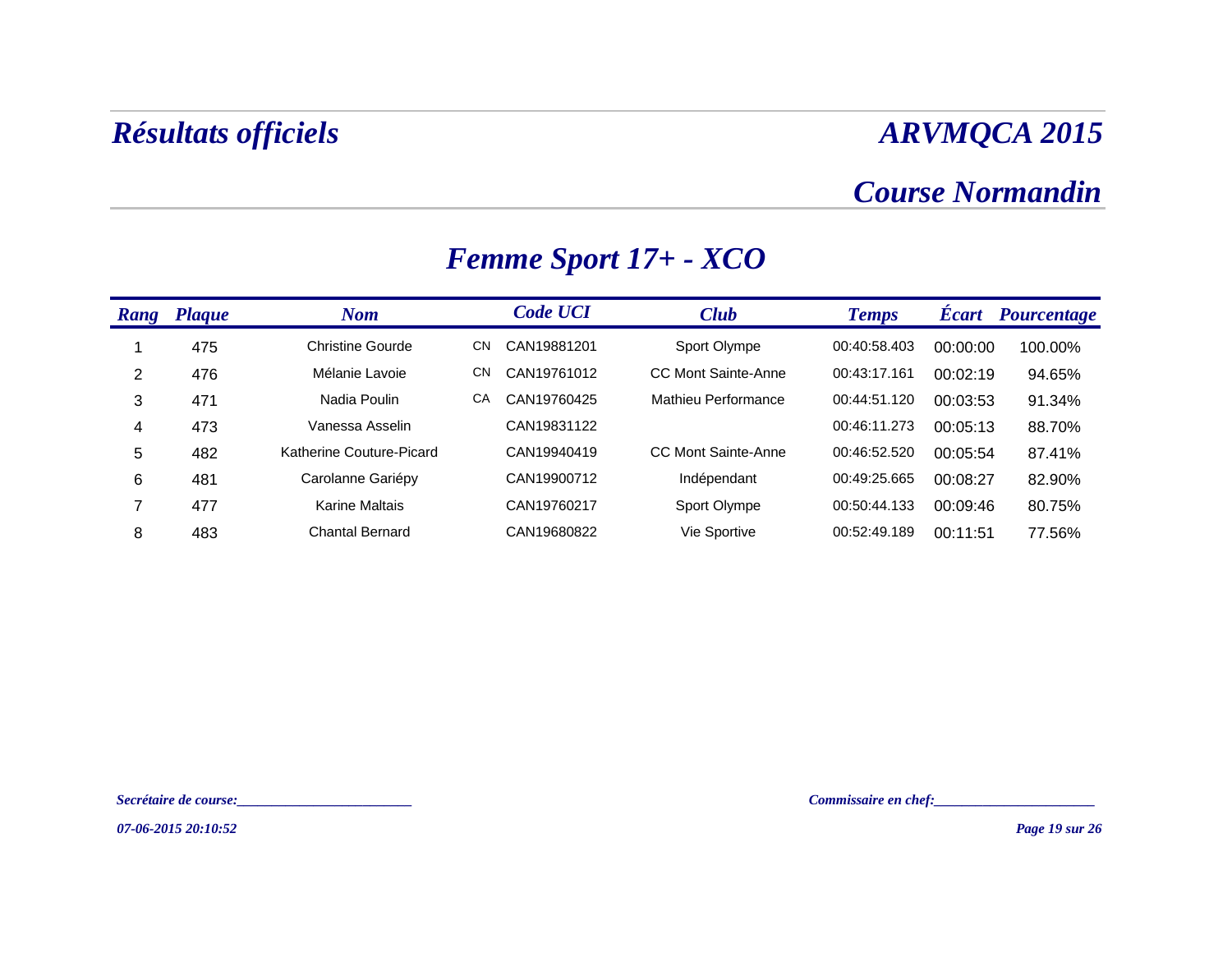# Résultats officiels

## ARVMQCA 2015

## Course Normandin

## Femme Sport 17+ - XCO

| Rang | Plaque | Nom | | Code UCI | Club | Temps | Écart | Pourcentage |
|---|---|---|---|---|---|---|---|---|
| 1 | 475 | Christine Gourde | CN | CAN19881201 | Sport Olympe | 00:40:58.403 | 00:00:00 | 100.00% |
| 2 | 476 | Mélanie Lavoie | CN | CAN19761012 | CC Mont Sainte-Anne | 00:43:17.161 | 00:02:19 | 94.65% |
| 3 | 471 | Nadia Poulin | CA | CAN19760425 | Mathieu Performance | 00:44:51.120 | 00:03:53 | 91.34% |
| 4 | 473 | Vanessa Asselin | | CAN19831122 | | 00:46:11.273 | 00:05:13 | 88.70% |
| 5 | 482 | Katherine Couture-Picard | | CAN19940419 | CC Mont Sainte-Anne | 00:46:52.520 | 00:05:54 | 87.41% |
| 6 | 481 | Carolanne Gariépy | | CAN19900712 | Indépendant | 00:49:25.665 | 00:08:27 | 82.90% |
| 7 | 477 | Karine Maltais | | CAN19760217 | Sport Olympe | 00:50:44.133 | 00:09:46 | 80.75% |
| 8 | 483 | Chantal Bernard | | CAN19680822 | Vie Sportive | 00:52:49.189 | 00:11:51 | 77.56% |

*Secrétaire de course:________________________*

*Commissaire en chef:_____________________*

*07-06-2015 20:10:52*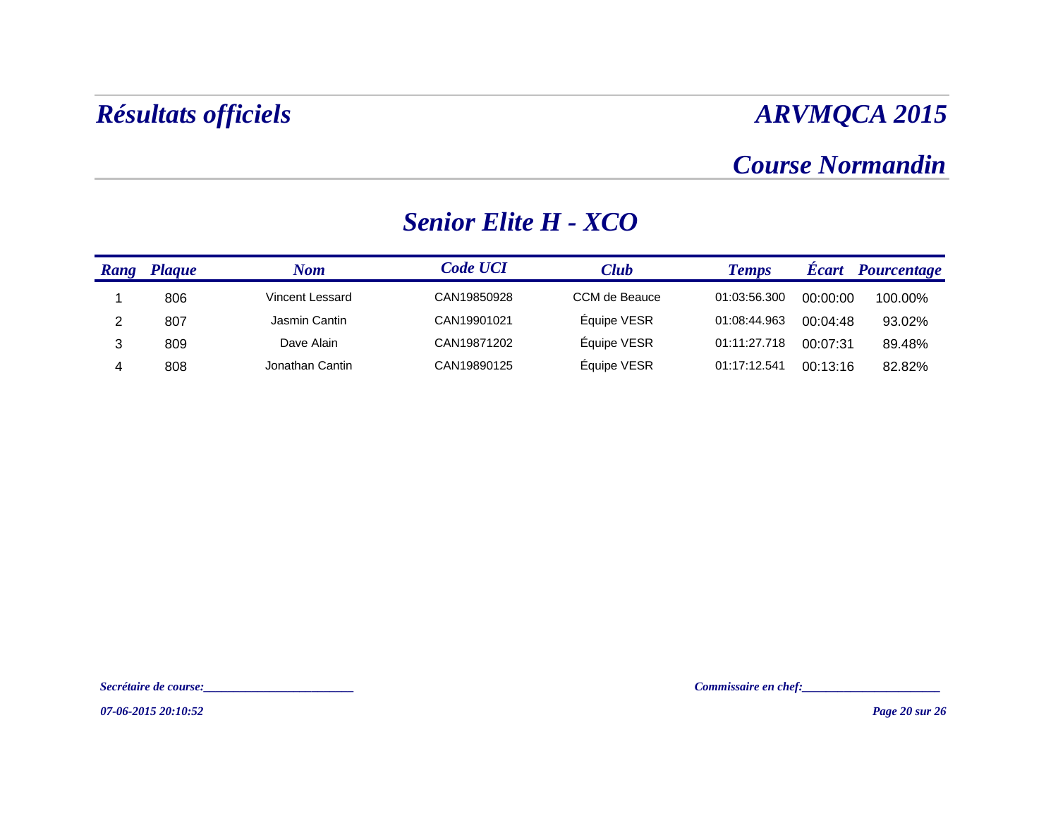# Résultats officiels

# ARVMQCA 2015

## Course Normandin

## Senior Elite H - XCO

| Rang | Plaque | Nom | Code UCI | Club | Temps | Écart | Pourcentage |
|---|---|---|---|---|---|---|---|
| 1 | 806 | Vincent Lessard | CAN19850928 | CCM de Beauce | 01:03:56.300 | 00:00:00 | 100.00% |
| 2 | 807 | Jasmin Cantin | CAN19901021 | Équipe VESR | 01:08:44.963 | 00:04:48 | 93.02% |
| 3 | 809 | Dave Alain | CAN19871202 | Équipe VESR | 01:11:27.718 | 00:07:31 | 89.48% |
| 4 | 808 | Jonathan Cantin | CAN19890125 | Équipe VESR | 01:17:12.541 | 00:13:16 | 82.82% |

*Secrétaire de course:________________________*

*Commissaire en chef:______________________*

*07-06-2015 20:10:52*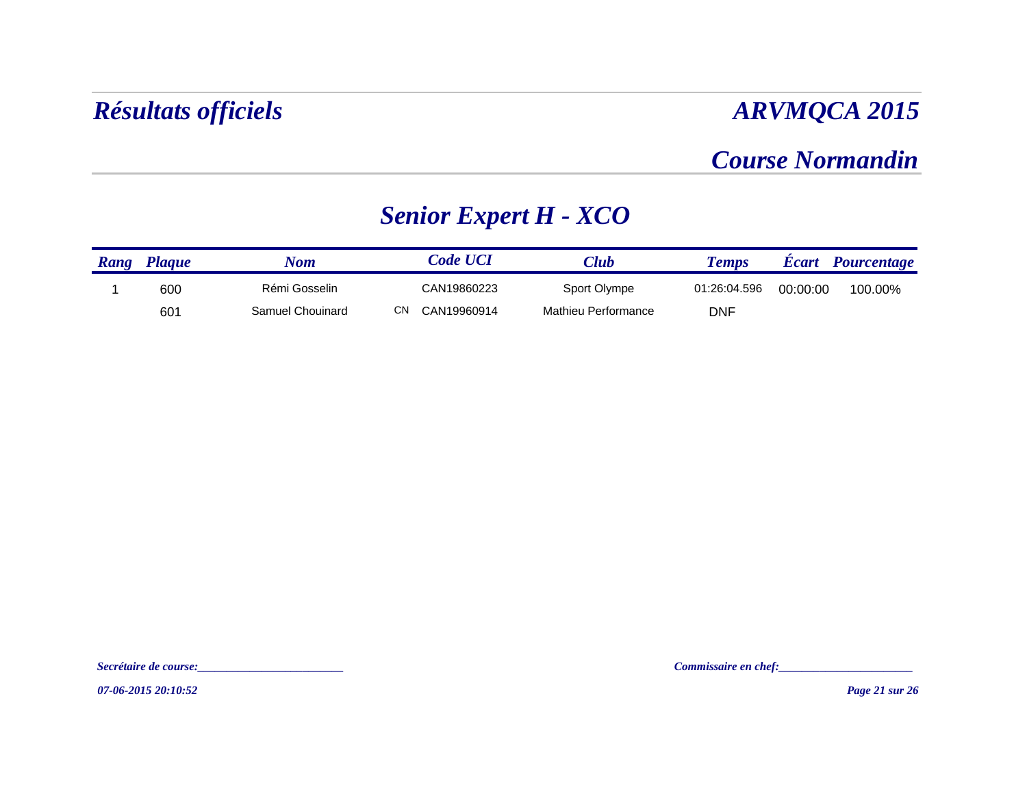# *Résultats officiels*

# *ARVMQCA 2015*

## *Course Normandin*

## *Senior Expert H - XCO*

| Rang | Plaque | Nom | | Code UCI | Club | Temps | Écart | Pourcentage |
|---|---|---|---|---|---|---|---|---|
| 1 | 600 | Rémi Gosselin | | CAN19860223 | Sport Olympe | 01:26:04.596 | 00:00:00 | 100.00% |
| | 601 | Samuel Chouinard | CN | CAN19960914 | Mathieu Performance | DNF | | |

*Secrétaire de course:*________________________

*Commissaire en chef:*______________________

*07-06-2015 20:10:52*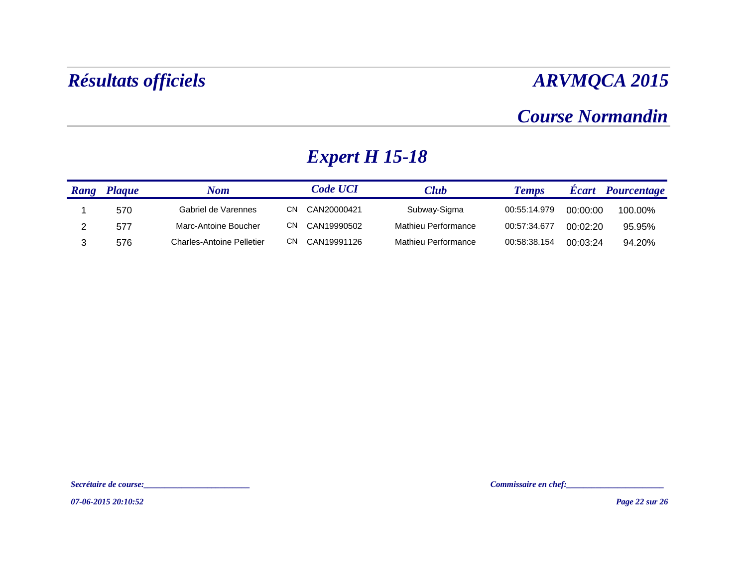# *Résultats officiels*

# *ARVMQCA 2015*

## *Course Normandin*

## *Expert H 15-18*

| Rang | Plaque | Nom | | Code UCI | Club | Temps | Écart | Pourcentage |
|---|---|---|---|---|---|---|---|---|
| 1 | 570 | Gabriel de Varennes | CN | CAN20000421 | Subway-Sigma | 00:55:14.979 | 00:00:00 | 100.00% |
| 2 | 577 | Marc-Antoine Boucher | CN | CAN19990502 | Mathieu Performance | 00:57:34.677 | 00:02:20 | 95.95% |
| 3 | 576 | Charles-Antoine Pelletier | CN | CAN19991126 | Mathieu Performance | 00:58:38.154 | 00:03:24 | 94.20% |

*Secrétaire de course:________________________*

*Commissaire en chef:______________________*

*07-06-2015 20:10:52*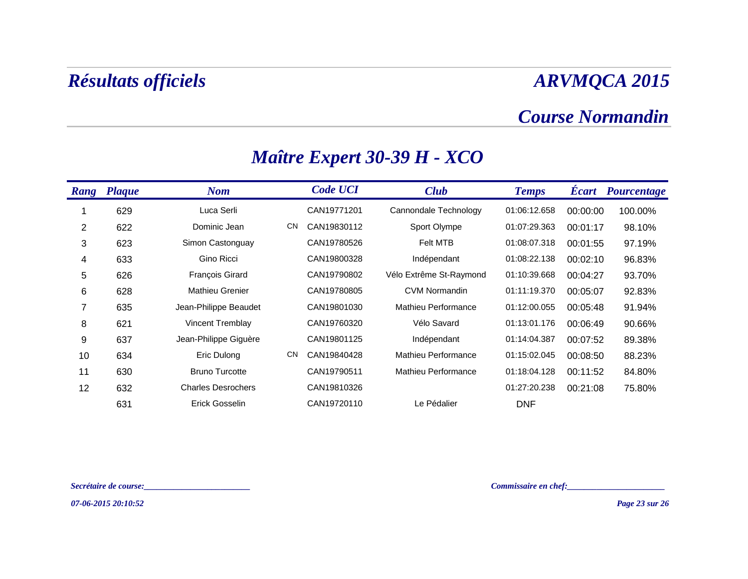# Résultats officiels

# ARVMQCA 2015

## Course Normandin

## Maître Expert 30-39 H - XCO

| Rang | Plaque | Nom | | Code UCI | Club | Temps | Écart | Pourcentage |
|---|---|---|---|---|---|---|---|---|
| 1 | 629 | Luca Serli | | CAN19771201 | Cannondale Technology | 01:06:12.658 | 00:00:00 | 100.00% |
| 2 | 622 | Dominic Jean | CN | CAN19830112 | Sport Olympe | 01:07:29.363 | 00:01:17 | 98.10% |
| 3 | 623 | Simon Castonguay | | CAN19780526 | Felt MTB | 01:08:07.318 | 00:01:55 | 97.19% |
| 4 | 633 | Gino Ricci | | CAN19800328 | Indépendant | 01:08:22.138 | 00:02:10 | 96.83% |
| 5 | 626 | François Girard | | CAN19790802 | Vélo Extrême St-Raymond | 01:10:39.668 | 00:04:27 | 93.70% |
| 6 | 628 | Mathieu Grenier | | CAN19780805 | CVM Normandin | 01:11:19.370 | 00:05:07 | 92.83% |
| 7 | 635 | Jean-Philippe Beaudet | | CAN19801030 | Mathieu Performance | 01:12:00.055 | 00:05:48 | 91.94% |
| 8 | 621 | Vincent Tremblay | | CAN19760320 | Vélo Savard | 01:13:01.176 | 00:06:49 | 90.66% |
| 9 | 637 | Jean-Philippe Giguère | | CAN19801125 | Indépendant | 01:14:04.387 | 00:07:52 | 89.38% |
| 10 | 634 | Eric Dulong | CN | CAN19840428 | Mathieu Performance | 01:15:02.045 | 00:08:50 | 88.23% |
| 11 | 630 | Bruno Turcotte | | CAN19790511 | Mathieu Performance | 01:18:04.128 | 00:11:52 | 84.80% |
| 12 | 632 | Charles Desrochers | | CAN19810326 | | 01:27:20.238 | 00:21:08 | 75.80% |
| | 631 | Erick Gosselin | | CAN19720110 | Le Pédalier | DNF | | |

*Secrétaire de course:________________________*

*Commissaire en chef:______________________*

*07-06-2015 20:10:52*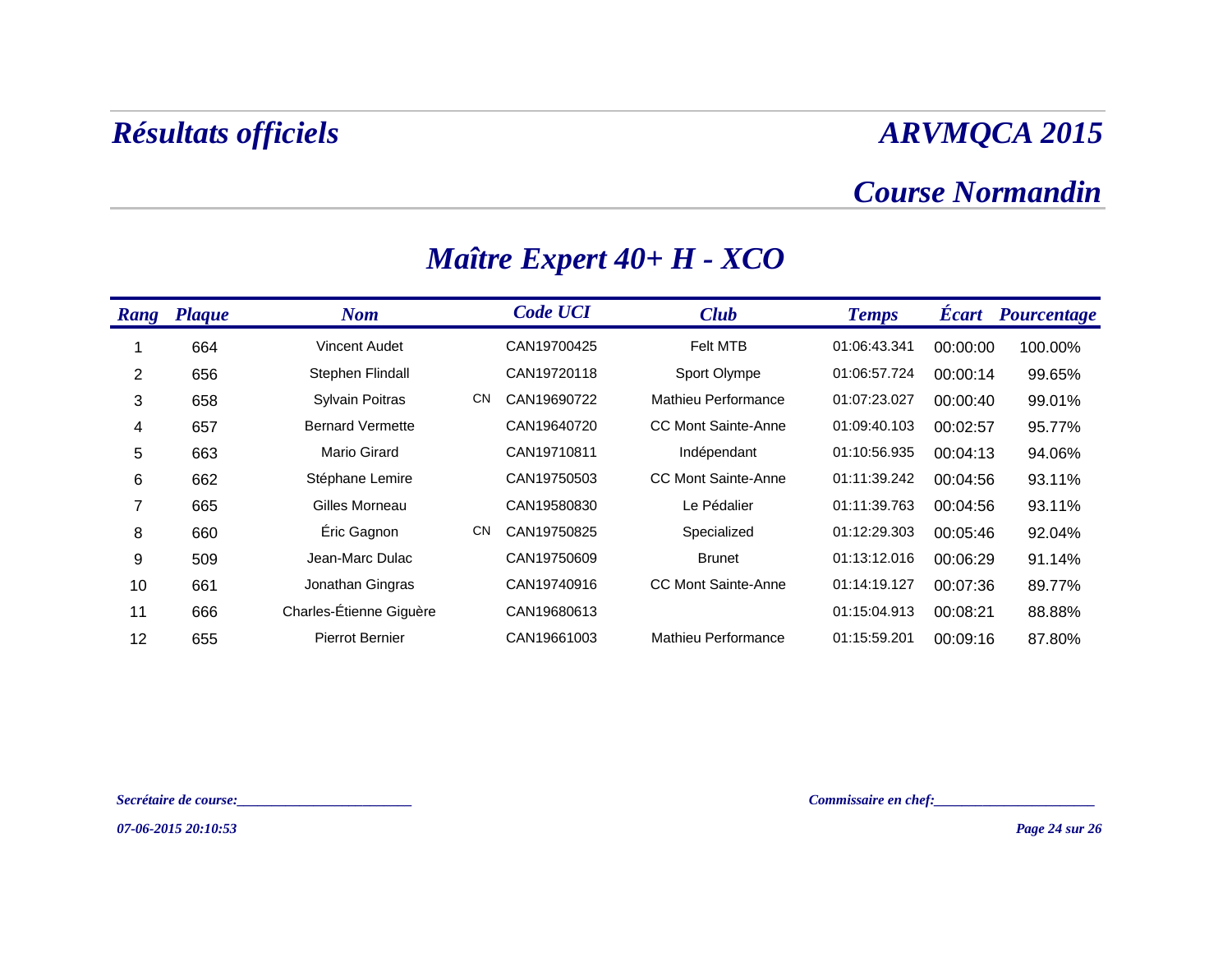## Maître Expert 40+ H - XCO

| Rang | Plaque | Nom | | Code UCI | Club | Temps | Écart | Pourcentage |
|---|---|---|---|---|---|---|---|---|
| 1 | 664 | Vincent Audet | | CAN19700425 | Felt MTB | 01:06:43.341 | 00:00:00 | 100.00% |
| 2 | 656 | Stephen Flindall | | CAN19720118 | Sport Olympe | 01:06:57.724 | 00:00:14 | 99.65% |
| 3 | 658 | Sylvain Poitras | CN | CAN19690722 | Mathieu Performance | 01:07:23.027 | 00:00:40 | 99.01% |
| 4 | 657 | Bernard Vermette | | CAN19640720 | CC Mont Sainte-Anne | 01:09:40.103 | 00:02:57 | 95.77% |
| 5 | 663 | Mario Girard | | CAN19710811 | Indépendant | 01:10:56.935 | 00:04:13 | 94.06% |
| 6 | 662 | Stéphane Lemire | | CAN19750503 | CC Mont Sainte-Anne | 01:11:39.242 | 00:04:56 | 93.11% |
| 7 | 665 | Gilles Morneau | | CAN19580830 | Le Pédalier | 01:11:39.763 | 00:04:56 | 93.11% |
| 8 | 660 | Éric Gagnon | CN | CAN19750825 | Specialized | 01:12:29.303 | 00:05:46 | 92.04% |
| 9 | 509 | Jean-Marc Dulac | | CAN19750609 | Brunet | 01:13:12.016 | 00:06:29 | 91.14% |
| 10 | 661 | Jonathan Gingras | | CAN19740916 | CC Mont Sainte-Anne | 01:14:19.127 | 00:07:36 | 89.77% |
| 11 | 666 | Charles-Étienne Giguère | | CAN19680613 | | 01:15:04.913 | 00:08:21 | 88.88% |
| 12 | 655 | Pierrot Bernier | | CAN19661003 | Mathieu Performance | 01:15:59.201 | 00:09:16 | 87.80% |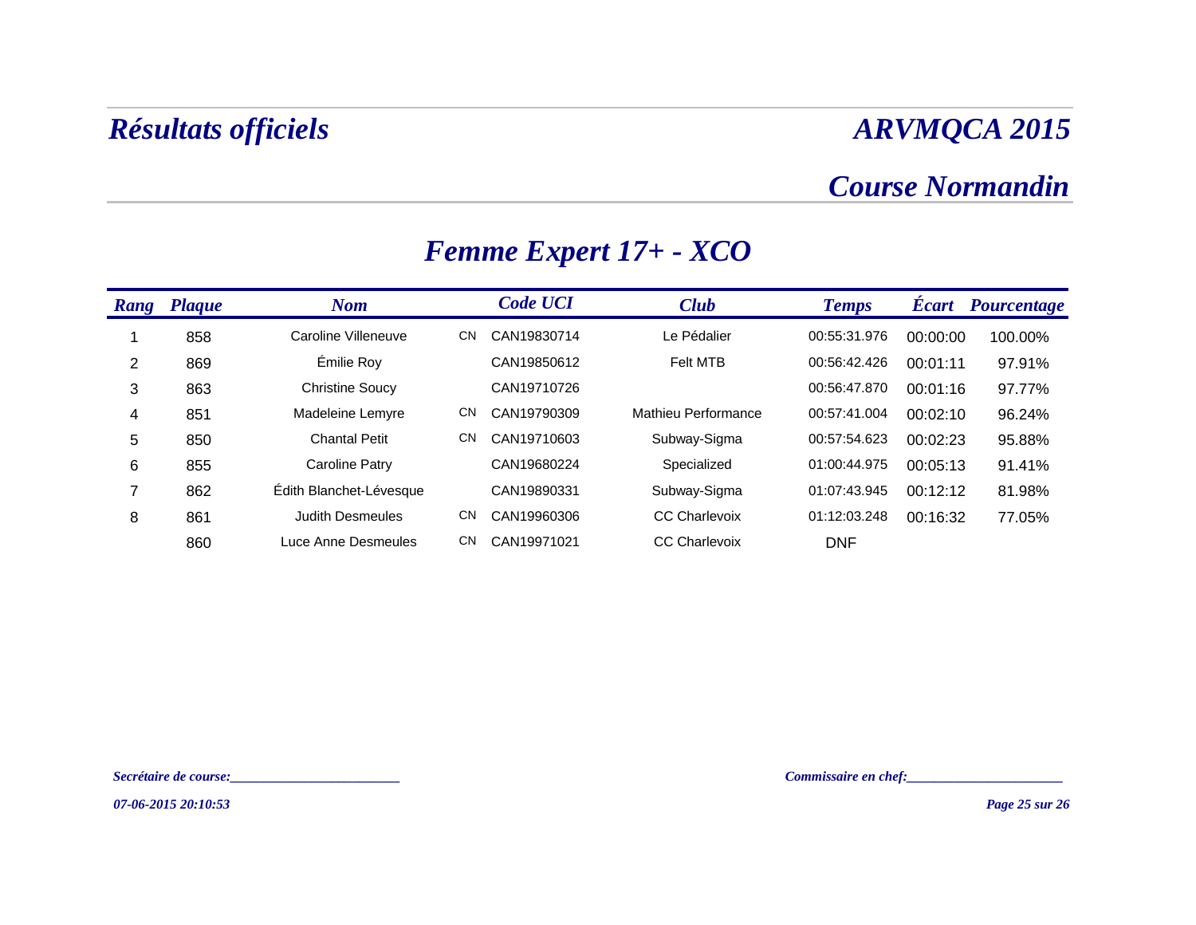# Résultats officiels

# ARVMQCA 2015

## Course Normandin

## Femme Expert 17+ - XCO

| Rang | Plaque | Nom | | Code UCI | Club | Temps | Écart | Pourcentage |
|---|---|---|---|---|---|---|---|---|
| 1 | 858 | Caroline Villeneuve | CN | CAN19830714 | Le Pédalier | 00:55:31.976 | 00:00:00 | 100.00% |
| 2 | 869 | Émilie Roy | | CAN19850612 | Felt MTB | 00:56:42.426 | 00:01:11 | 97.91% |
| 3 | 863 | Christine Soucy | | CAN19710726 | | 00:56:47.870 | 00:01:16 | 97.77% |
| 4 | 851 | Madeleine Lemyre | CN | CAN19790309 | Mathieu Performance | 00:57:41.004 | 00:02:10 | 96.24% |
| 5 | 850 | Chantal Petit | CN | CAN19710603 | Subway-Sigma | 00:57:54.623 | 00:02:23 | 95.88% |
| 6 | 855 | Caroline Patry | | CAN19680224 | Specialized | 01:00:44.975 | 00:05:13 | 91.41% |
| 7 | 862 | Édith Blanchet-Lévesque | | CAN19890331 | Subway-Sigma | 01:07:43.945 | 00:12:12 | 81.98% |
| 8 | 861 | Judith Desmeules | CN | CAN19960306 | CC Charlevoix | 01:12:03.248 | 00:16:32 | 77.05% |
| | 860 | Luce Anne Desmeules | CN | CAN19971021 | CC Charlevoix | DNF | | |

*Secrétaire de course:________________________*

*Commissaire en chef:______________________*

*07-06-2015 20:10:53*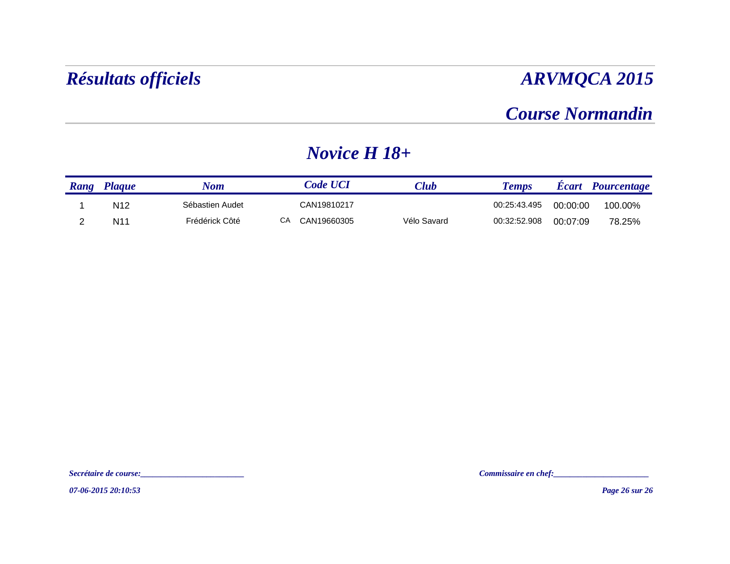# Résultats officiels

# ARVMQCA 2015

## Course Normandin

## Novice H 18+

| Rang | Plaque | Nom | | Code UCI | Club | Temps | Écart | Pourcentage |
|---|---|---|---|---|---|---|---|---|
| 1 | N12 | Sébastien Audet | | CAN19810217 | | 00:25:43.495 | 00:00:00 | 100.00% |
| 2 | N11 | Frédérick Côté | CA | CAN19660305 | Vélo Savard | 00:32:52.908 | 00:07:09 | 78.25% |

*Secrétaire de course:________________________*

*Commissaire en chef:_____________________*

*07-06-2015 20:10:53*